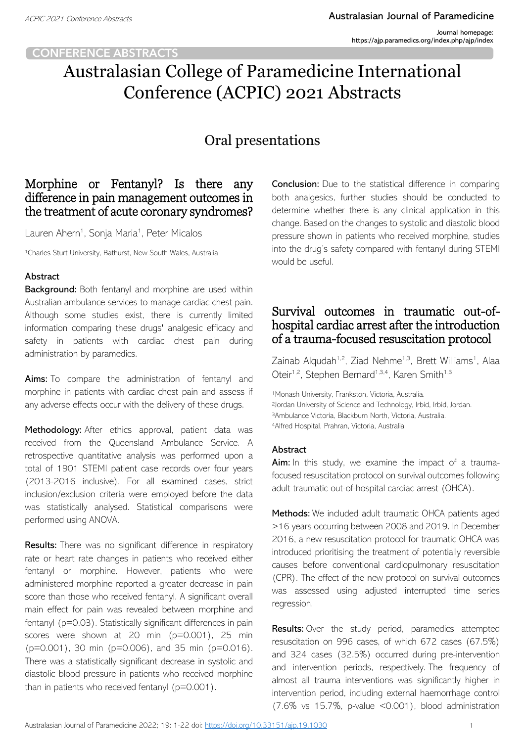CONFERENCE ABSTRACTS

# Australasian College of Paramedicine International Conference (ACPIC) 2021 Abstracts

## Oral presentations

### Morphine or Fentanyl? Is there any difference in pain management outcomes in the treatment of acute coronary syndromes?

Lauren Ahern[1], Sonja Maria[1], Peter Micalos

[1]Charles Sturt University, Bathurst, New South Wales, Australia

#### Abstract

**Background:** Both fentanyl and morphine are used within Australian ambulance services to manage cardiac chest pain. Although some studies exist, there is currently limited information comparing these drugs' analgesic efficacy and safety in patients with cardiac chest pain during administration by paramedics.

**Aims:** To compare the administration of fentanyl and morphine in patients with cardiac chest pain and assess if any adverse effects occur with the delivery of these drugs.

**Methodology:** After ethics approval, patient data was received from the Queensland Ambulance Service. A retrospective quantitative analysis was performed upon a total of 1901 STEMI patient case records over four years (2013-2016 inclusive). For all examined cases, strict inclusion/exclusion criteria were employed before the data was statistically analysed. Statistical comparisons were performed using ANOVA.

**Results:** There was no significant difference in respiratory rate or heart rate changes in patients who received either fentanyl or morphine. However, patients who were administered morphine reported a greater decrease in pain score than those who received fentanyl. A significant overall main effect for pain was revealed between morphine and fentanyl ($p=0.03$). Statistically significant differences in pain scores were shown at 20 min ($p=0.001$), 25 min ($p=0.001$), 30 min ($p=0.006$), and 35 min ($p=0.016$). There was a statistically significant decrease in systolic and diastolic blood pressure in patients who received morphine than in patients who received fentanyl ($p=0.001$).

**Conclusion:** Due to the statistical difference in comparing both analgesics, further studies should be conducted to determine whether there is any clinical application in this change. Based on the changes to systolic and diastolic blood pressure shown in patients who received morphine, studies into the drug's safety compared with fentanyl during STEMI would be useful.

### Survival outcomes in traumatic out-of-hospital cardiac arrest after the introduction of a trauma-focused resuscitation protocol

Zainab Alqudah[1,2], Ziad Nehme[1,3], Brett Williams[1], Alaa Oteir[1,2], Stephen Bernard[1,3,4], Karen Smith[1,3]

[1]Monash University, Frankston, Victoria, Australia.
[2]Jordan University of Science and Technology, Irbid, Irbid, Jordan.
[3]Ambulance Victoria, Blackburn North, Victoria, Australia.
[4]Alfred Hospital, Prahran, Victoria, Australia

#### Abstract

**Aim:** In this study, we examine the impact of a trauma-focused resuscitation protocol on survival outcomes following adult traumatic out-of-hospital cardiac arrest (OHCA).

**Methods:** We included adult traumatic OHCA patients aged >16 years occurring between 2008 and 2019. In December 2016, a new resuscitation protocol for traumatic OHCA was introduced prioritising the treatment of potentially reversible causes before conventional cardiopulmonary resuscitation (CPR). The effect of the new protocol on survival outcomes was assessed using adjusted interrupted time series regression.

**Results:** Over the study period, paramedics attempted resuscitation on 996 cases, of which 672 cases (67.5%) and 324 cases (32.5%) occurred during pre-intervention and intervention periods, respectively. The frequency of almost all trauma interventions was significantly higher in intervention period, including external haemorrhage control (7.6% vs 15.7%, p-value <0.001), blood administration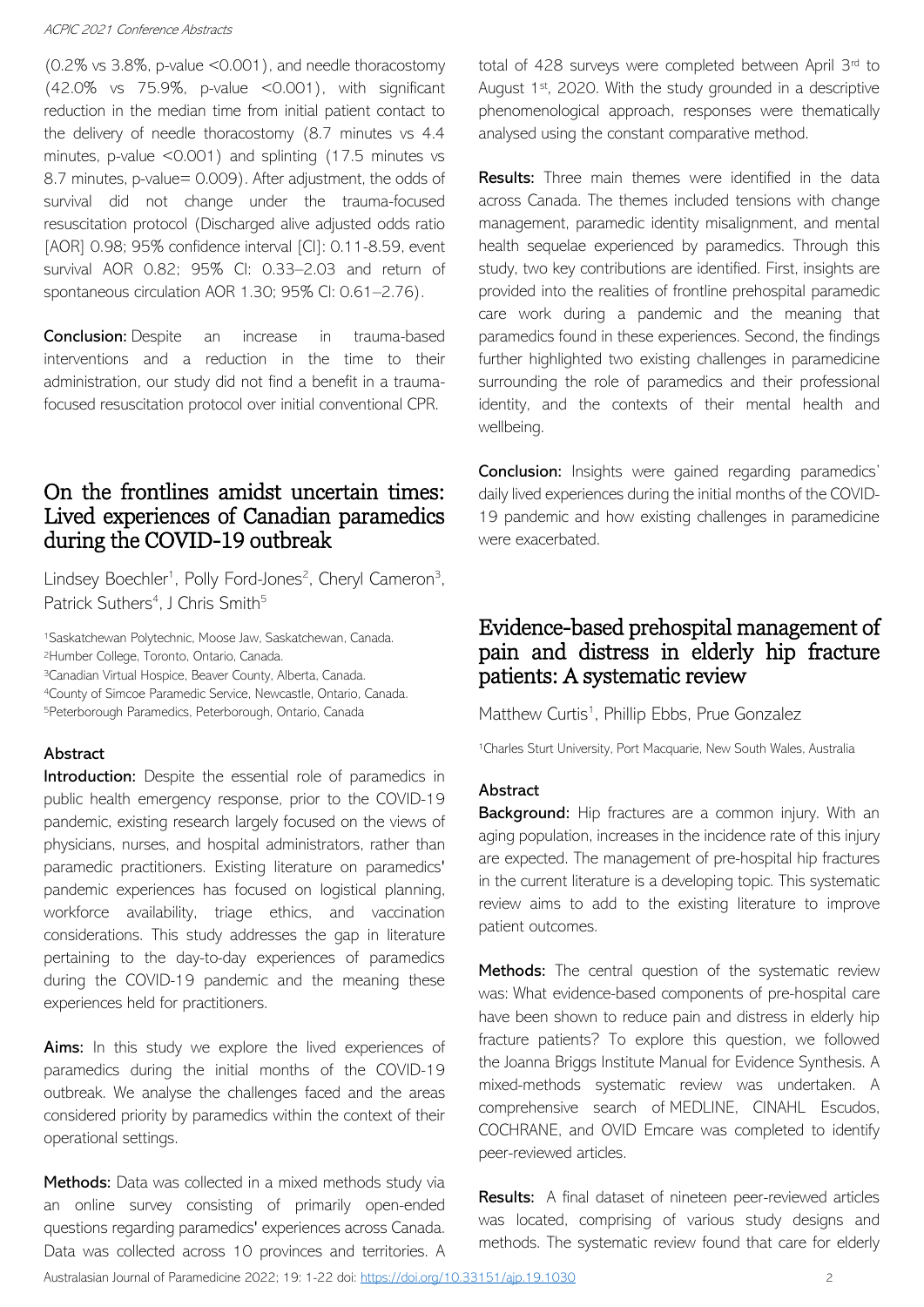(0.2% vs 3.8%, p-value <0.001), and needle thoracostomy (42.0% vs 75.9%, p-value <0.001), with significant reduction in the median time from initial patient contact to the delivery of needle thoracostomy (8.7 minutes vs 4.4 minutes, p-value <0.001) and splinting (17.5 minutes vs 8.7 minutes, p-value= 0.009). After adjustment, the odds of survival did not change under the trauma-focused resuscitation protocol (Discharged alive adjusted odds ratio [AOR] 0.98; 95% confidence interval [CI]: 0.11-8.59, event survival AOR 0.82; 95% CI: 0.33–2.03 and return of spontaneous circulation AOR 1.30; 95% CI: 0.61–2.76).

**Conclusion:** Despite an increase in trauma-based interventions and a reduction in the time to their administration, our study did not find a benefit in a trauma-focused resuscitation protocol over initial conventional CPR.

## On the frontlines amidst uncertain times: Lived experiences of Canadian paramedics during the COVID-19 outbreak

Lindsey Boechler[1], Polly Ford-Jones[2], Cheryl Cameron[3], Patrick Suthers[4], J Chris Smith[5]

[1]Saskatchewan Polytechnic, Moose Jaw, Saskatchewan, Canada.
[2]Humber College, Toronto, Ontario, Canada.
[3]Canadian Virtual Hospice, Beaver County, Alberta, Canada.
[4]County of Simcoe Paramedic Service, Newcastle, Ontario, Canada.
[5]Peterborough Paramedics, Peterborough, Ontario, Canada

### Abstract

**Introduction:** Despite the essential role of paramedics in public health emergency response, prior to the COVID-19 pandemic, existing research largely focused on the views of physicians, nurses, and hospital administrators, rather than paramedic practitioners. Existing literature on paramedics' pandemic experiences has focused on logistical planning, workforce availability, triage ethics, and vaccination considerations. This study addresses the gap in literature pertaining to the day-to-day experiences of paramedics during the COVID-19 pandemic and the meaning these experiences held for practitioners.

**Aims:** In this study we explore the lived experiences of paramedics during the initial months of the COVID-19 outbreak. We analyse the challenges faced and the areas considered priority by paramedics within the context of their operational settings.

**Methods:** Data was collected in a mixed methods study via an online survey consisting of primarily open-ended questions regarding paramedics' experiences across Canada. Data was collected across 10 provinces and territories. A total of 428 surveys were completed between April 3rd to August 1st, 2020. With the study grounded in a descriptive phenomenological approach, responses were thematically analysed using the constant comparative method.

**Results:** Three main themes were identified in the data across Canada. The themes included tensions with change management, paramedic identity misalignment, and mental health sequelae experienced by paramedics. Through this study, two key contributions are identified. First, insights are provided into the realities of frontline prehospital paramedic care work during a pandemic and the meaning that paramedics found in these experiences. Second, the findings further highlighted two existing challenges in paramedicine surrounding the role of paramedics and their professional identity, and the contexts of their mental health and wellbeing.

**Conclusion:** Insights were gained regarding paramedics' daily lived experiences during the initial months of the COVID-19 pandemic and how existing challenges in paramedicine were exacerbated.

## Evidence-based prehospital management of pain and distress in elderly hip fracture patients: A systematic review

Matthew Curtis[1], Phillip Ebbs, Prue Gonzalez

[1]Charles Sturt University, Port Macquarie, New South Wales, Australia

### Abstract

**Background:** Hip fractures are a common injury. With an aging population, increases in the incidence rate of this injury are expected. The management of pre-hospital hip fractures in the current literature is a developing topic. This systematic review aims to add to the existing literature to improve patient outcomes.

**Methods:** The central question of the systematic review was: What evidence-based components of pre-hospital care have been shown to reduce pain and distress in elderly hip fracture patients? To explore this question, we followed the Joanna Briggs Institute Manual for Evidence Synthesis. A mixed-methods systematic review was undertaken. A comprehensive search of MEDLINE, CINAHL Escudos, COCHRANE, and OVID Emcare was completed to identify peer-reviewed articles.

**Results:** A final dataset of nineteen peer-reviewed articles was located, comprising of various study designs and methods. The systematic review found that care for elderly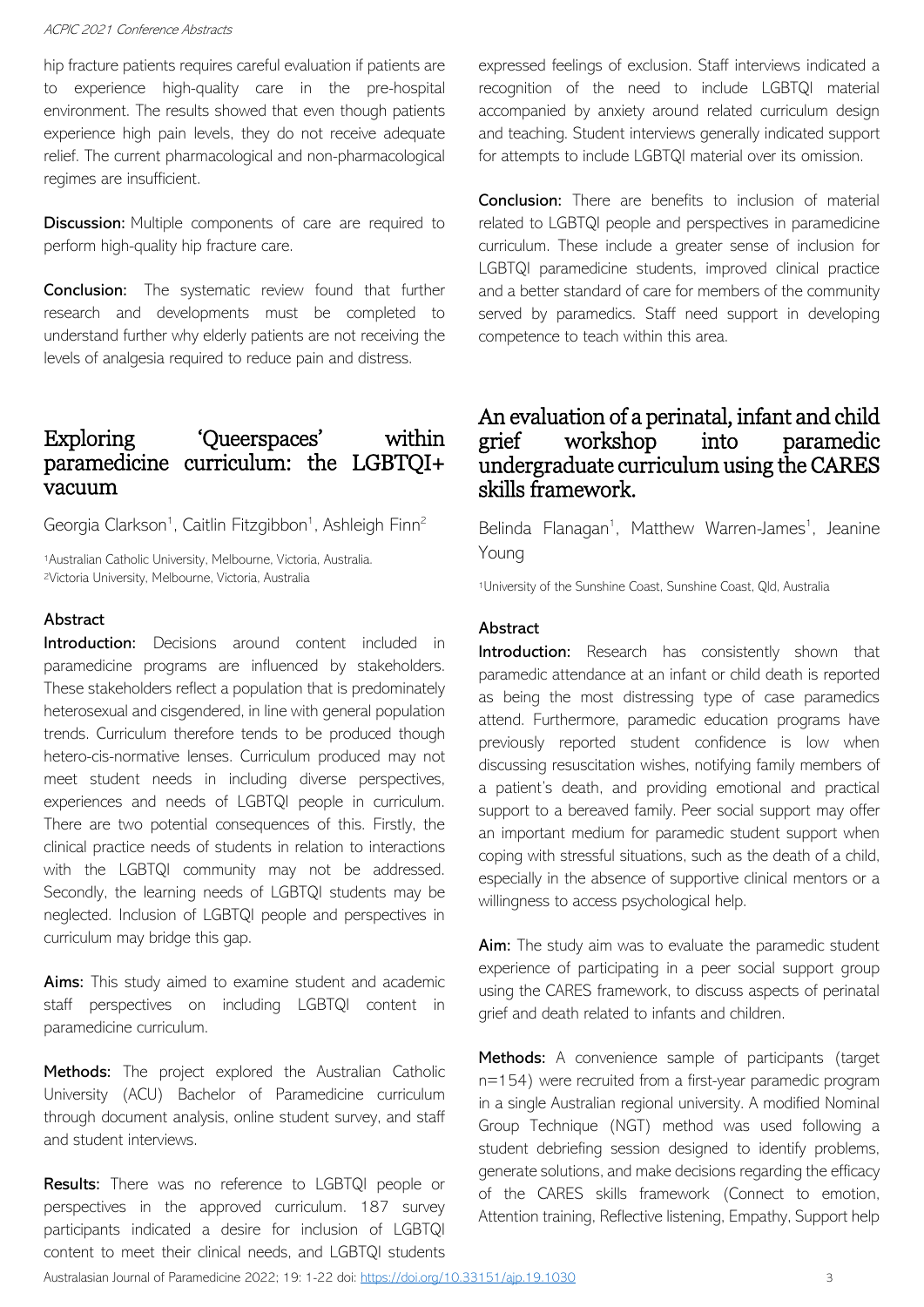hip fracture patients requires careful evaluation if patients are to experience high-quality care in the pre-hospital environment. The results showed that even though patients experience high pain levels, they do not receive adequate relief. The current pharmacological and non-pharmacological regimes are insufficient.

**Discussion:** Multiple components of care are required to perform high-quality hip fracture care.

**Conclusion:** The systematic review found that further research and developments must be completed to understand further why elderly patients are not receiving the levels of analgesia required to reduce pain and distress.

## Exploring 'Queerspaces' within paramedicine curriculum: the LGBTQI+ vacuum

Georgia Clarkson[1], Caitlin Fitzgibbon[1], Ashleigh Finn[2]

[1]Australian Catholic University, Melbourne, Victoria, Australia.
[2]Victoria University, Melbourne, Victoria, Australia

### Abstract

**Introduction:** Decisions around content included in paramedicine programs are influenced by stakeholders. These stakeholders reflect a population that is predominately heterosexual and cisgendered, in line with general population trends. Curriculum therefore tends to be produced though hetero-cis-normative lenses. Curriculum produced may not meet student needs in including diverse perspectives, experiences and needs of LGBTQI people in curriculum. There are two potential consequences of this. Firstly, the clinical practice needs of students in relation to interactions with the LGBTQI community may not be addressed. Secondly, the learning needs of LGBTQI students may be neglected. Inclusion of LGBTQI people and perspectives in curriculum may bridge this gap.

**Aims:** This study aimed to examine student and academic staff perspectives on including LGBTQI content in paramedicine curriculum.

**Methods:** The project explored the Australian Catholic University (ACU) Bachelor of Paramedicine curriculum through document analysis, online student survey, and staff and student interviews.

**Results:** There was no reference to LGBTQI people or perspectives in the approved curriculum. 187 survey participants indicated a desire for inclusion of LGBTQI content to meet their clinical needs, and LGBTQI students expressed feelings of exclusion. Staff interviews indicated a recognition of the need to include LGBTQI material accompanied by anxiety around related curriculum design and teaching. Student interviews generally indicated support for attempts to include LGBTQI material over its omission.

**Conclusion:** There are benefits to inclusion of material related to LGBTQI people and perspectives in paramedicine curriculum. These include a greater sense of inclusion for LGBTQI paramedicine students, improved clinical practice and a better standard of care for members of the community served by paramedics. Staff need support in developing competence to teach within this area.

## An evaluation of a perinatal, infant and child grief workshop into paramedic undergraduate curriculum using the CARES skills framework.

Belinda Flanagan[1], Matthew Warren-James[1], Jeanine Young

[1]University of the Sunshine Coast, Sunshine Coast, Qld, Australia

### Abstract

**Introduction:** Research has consistently shown that paramedic attendance at an infant or child death is reported as being the most distressing type of case paramedics attend. Furthermore, paramedic education programs have previously reported student confidence is low when discussing resuscitation wishes, notifying family members of a patient's death, and providing emotional and practical support to a bereaved family. Peer social support may offer an important medium for paramedic student support when coping with stressful situations, such as the death of a child, especially in the absence of supportive clinical mentors or a willingness to access psychological help.

**Aim:** The study aim was to evaluate the paramedic student experience of participating in a peer social support group using the CARES framework, to discuss aspects of perinatal grief and death related to infants and children.

**Methods:** A convenience sample of participants (target n=154) were recruited from a first-year paramedic program in a single Australian regional university. A modified Nominal Group Technique (NGT) method was used following a student debriefing session designed to identify problems, generate solutions, and make decisions regarding the efficacy of the CARES skills framework (Connect to emotion, Attention training, Reflective listening, Empathy, Support help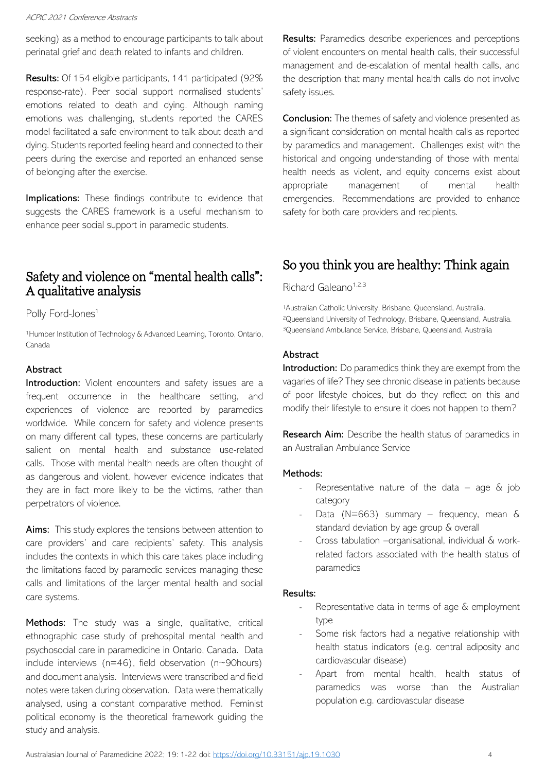seeking) as a method to encourage participants to talk about perinatal grief and death related to infants and children.

**Results:** Of 154 eligible participants, 141 participated (92% response-rate). Peer social support normalised students' emotions related to death and dying. Although naming emotions was challenging, students reported the CARES model facilitated a safe environment to talk about death and dying. Students reported feeling heard and connected to their peers during the exercise and reported an enhanced sense of belonging after the exercise.

**Implications:** These findings contribute to evidence that suggests the CARES framework is a useful mechanism to enhance peer social support in paramedic students.

## Safety and violence on "mental health calls": A qualitative analysis

Polly Ford-Jones[1]

[1]Humber Institution of Technology & Advanced Learning, Toronto, Ontario, Canada

### Abstract

**Introduction:** Violent encounters and safety issues are a frequent occurrence in the healthcare setting, and experiences of violence are reported by paramedics worldwide. While concern for safety and violence presents on many different call types, these concerns are particularly salient on mental health and substance use-related calls. Those with mental health needs are often thought of as dangerous and violent, however evidence indicates that they are in fact more likely to be the victims, rather than perpetrators of violence.

**Aims:** This study explores the tensions between attention to care providers' and care recipients' safety. This analysis includes the contexts in which this care takes place including the limitations faced by paramedic services managing these calls and limitations of the larger mental health and social care systems.

**Methods:** The study was a single, qualitative, critical ethnographic case study of prehospital mental health and psychosocial care in paramedicine in Ontario, Canada. Data include interviews (n=46), field observation (n~90hours) and document analysis. Interviews were transcribed and field notes were taken during observation. Data were thematically analysed, using a constant comparative method. Feminist political economy is the theoretical framework guiding the study and analysis.

**Results:** Paramedics describe experiences and perceptions of violent encounters on mental health calls, their successful management and de-escalation of mental health calls, and the description that many mental health calls do not involve safety issues.

**Conclusion:** The themes of safety and violence presented as a significant consideration on mental health calls as reported by paramedics and management. Challenges exist with the historical and ongoing understanding of those with mental health needs as violent, and equity concerns exist about appropriate management of mental health emergencies. Recommendations are provided to enhance safety for both care providers and recipients.

## So you think you are healthy: Think again

Richard Galeano[1,2,3]

[1]Australian Catholic University, Brisbane, Queensland, Australia.
[2]Queensland University of Technology, Brisbane, Queensland, Australia.
[3]Queensland Ambulance Service, Brisbane, Queensland, Australia

### Abstract

**Introduction:** Do paramedics think they are exempt from the vagaries of life? They see chronic disease in patients because of poor lifestyle choices, but do they reflect on this and modify their lifestyle to ensure it does not happen to them?

**Research Aim:** Describe the health status of paramedics in an Australian Ambulance Service

**Methods:**

- Representative nature of the data – age & job category
- Data (N=663) summary – frequency, mean & standard deviation by age group & overall
- Cross tabulation –organisational, individual & work-related factors associated with the health status of paramedics

**Results:**

- Representative data in terms of age & employment type
- Some risk factors had a negative relationship with health status indicators (e.g. central adiposity and cardiovascular disease)
- Apart from mental health, health status of paramedics was worse than the Australian population e.g. cardiovascular disease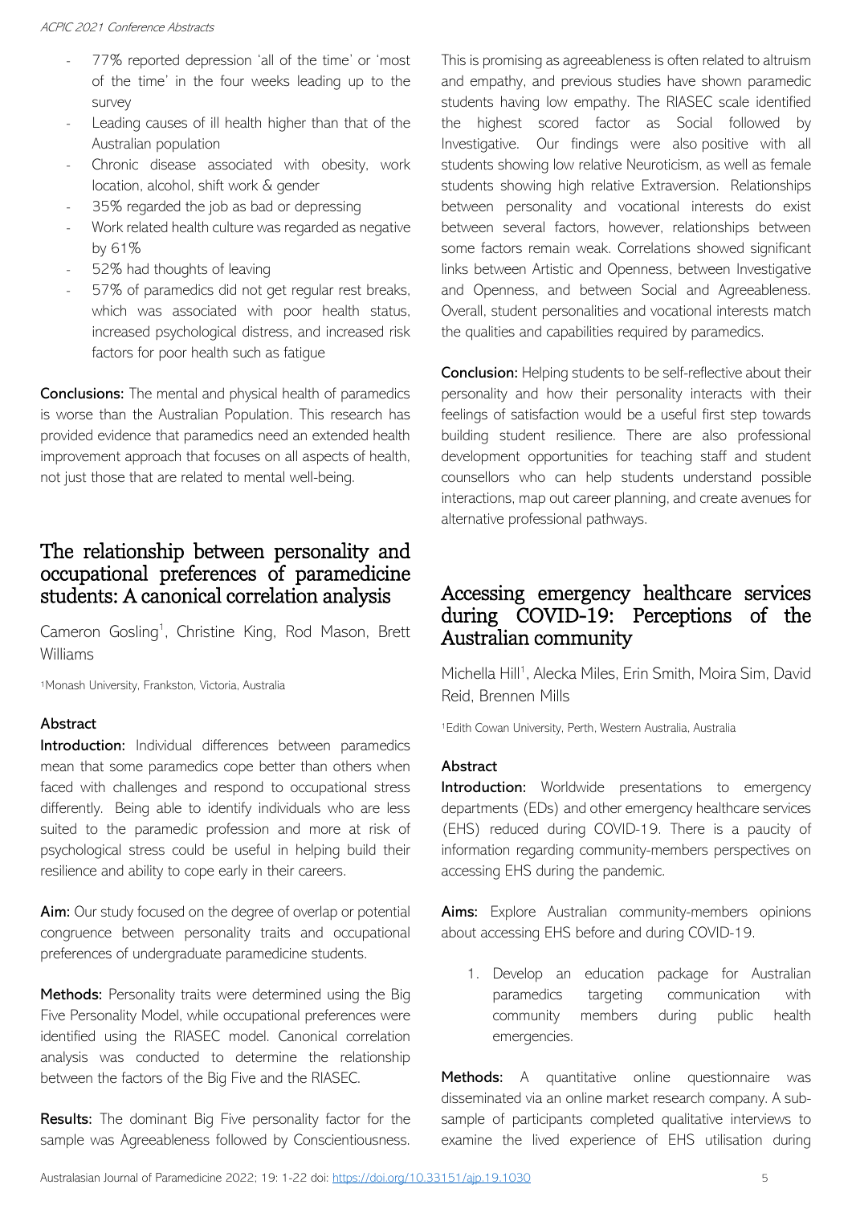- 77% reported depression 'all of the time' or 'most of the time' in the four weeks leading up to the survey
- Leading causes of ill health higher than that of the Australian population
- Chronic disease associated with obesity, work location, alcohol, shift work & gender
- 35% regarded the job as bad or depressing
- Work related health culture was regarded as negative by 61%
- 52% had thoughts of leaving
- 57% of paramedics did not get regular rest breaks, which was associated with poor health status, increased psychological distress, and increased risk factors for poor health such as fatigue

**Conclusions:** The mental and physical health of paramedics is worse than the Australian Population. This research has provided evidence that paramedics need an extended health improvement approach that focuses on all aspects of health, not just those that are related to mental well-being.

# The relationship between personality and occupational preferences of paramedicine students: A canonical correlation analysis

Cameron Gosling[1], Christine King, Rod Mason, Brett Williams

[1]Monash University, Frankston, Victoria, Australia

### Abstract

**Introduction:** Individual differences between paramedics mean that some paramedics cope better than others when faced with challenges and respond to occupational stress differently. Being able to identify individuals who are less suited to the paramedic profession and more at risk of psychological stress could be useful in helping build their resilience and ability to cope early in their careers.

**Aim:** Our study focused on the degree of overlap or potential congruence between personality traits and occupational preferences of undergraduate paramedicine students.

**Methods:** Personality traits were determined using the Big Five Personality Model, while occupational preferences were identified using the RIASEC model. Canonical correlation analysis was conducted to determine the relationship between the factors of the Big Five and the RIASEC.

**Results:** The dominant Big Five personality factor for the sample was Agreeableness followed by Conscientiousness. This is promising as agreeableness is often related to altruism and empathy, and previous studies have shown paramedic students having low empathy. The RIASEC scale identified the highest scored factor as Social followed by Investigative. Our findings were also positive with all students showing low relative Neuroticism, as well as female students showing high relative Extraversion. Relationships between personality and vocational interests do exist between several factors, however, relationships between some factors remain weak. Correlations showed significant links between Artistic and Openness, between Investigative and Openness, and between Social and Agreeableness. Overall, student personalities and vocational interests match the qualities and capabilities required by paramedics.

**Conclusion:** Helping students to be self-reflective about their personality and how their personality interacts with their feelings of satisfaction would be a useful first step towards building student resilience. There are also professional development opportunities for teaching staff and student counsellors who can help students understand possible interactions, map out career planning, and create avenues for alternative professional pathways.

# Accessing emergency healthcare services during COVID-19: Perceptions of the Australian community

Michella Hill[1], Alecka Miles, Erin Smith, Moira Sim, David Reid, Brennen Mills

[1]Edith Cowan University, Perth, Western Australia, Australia

### Abstract

**Introduction:** Worldwide presentations to emergency departments (EDs) and other emergency healthcare services (EHS) reduced during COVID-19. There is a paucity of information regarding community-members perspectives on accessing EHS during the pandemic.

**Aims:** Explore Australian community-members opinions about accessing EHS before and during COVID-19.

1. Develop an education package for Australian paramedics targeting communication with community members during public health emergencies.

**Methods:** A quantitative online questionnaire was disseminated via an online market research company. A sub-sample of participants completed qualitative interviews to examine the lived experience of EHS utilisation during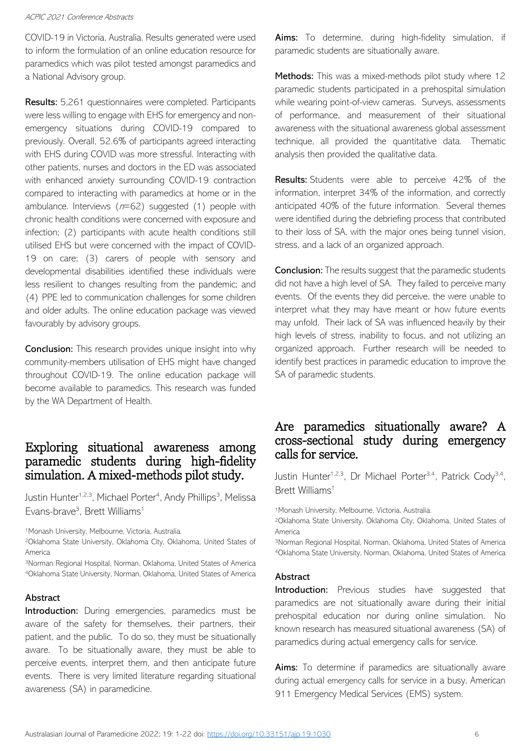COVID-19 in Victoria, Australia. Results generated were used to inform the formulation of an online education resource for paramedics which was pilot tested amongst paramedics and a National Advisory group.

**Results:** 5,261 questionnaires were completed. Participants were less willing to engage with EHS for emergency and non-emergency situations during COVID-19 compared to previously. Overall, 52.6% of participants agreed interacting with EHS during COVID was more stressful. Interacting with other patients, nurses and doctors in the ED was associated with enhanced anxiety surrounding COVID-19 contraction compared to interacting with paramedics at home or in the ambulance. Interviews ($n$=62) suggested (1) people with chronic health conditions were concerned with exposure and infection; (2) participants with acute health conditions still utilised EHS but were concerned with the impact of COVID-19 on care; (3) carers of people with sensory and developmental disabilities identified these individuals were less resilient to changes resulting from the pandemic; and (4) PPE led to communication challenges for some children and older adults. The online education package was viewed favourably by advisory groups.

**Conclusion:** This research provides unique insight into why community-members utilisation of EHS might have changed throughout COVID-19. The online education package will become available to paramedics. This research was funded by the WA Department of Health.

## Exploring situational awareness among paramedic students during high-fidelity simulation. A mixed-methods pilot study.

Justin Hunter[1,2,3], Michael Porter[4], Andy Phillips[3], Melissa Evans-brave[3], Brett Williams[1]

[1]Monash University, Melbourne, Victoria, Australia.
[2]Oklahoma State University, Oklahoma City, Oklahoma, United States of America
[3]Norman Regional Hospital, Norman, Oklahoma, United States of America
[4]Oklahoma State University, Norman, Oklahoma, United States of America

### Abstract

**Introduction:** During emergencies, paramedics must be aware of the safety for themselves, their partners, their patient, and the public. To do so, they must be situationally aware. To be situationally aware, they must be able to perceive events, interpret them, and then anticipate future events. There is very limited literature regarding situational awareness (SA) in paramedicine.

**Aims:** To determine, during high-fidelity simulation, if paramedic students are situationally aware.

**Methods:** This was a mixed-methods pilot study where 12 paramedic students participated in a prehospital simulation while wearing point-of-view cameras. Surveys, assessments of performance, and measurement of their situational awareness with the situational awareness global assessment technique, all provided the quantitative data. Thematic analysis then provided the qualitative data.

**Results:** Students were able to perceive 42% of the information, interpret 34% of the information, and correctly anticipated 40% of the future information. Several themes were identified during the debriefing process that contributed to their loss of SA, with the major ones being tunnel vision, stress, and a lack of an organized approach.

**Conclusion:** The results suggest that the paramedic students did not have a high level of SA. They failed to perceive many events. Of the events they did perceive, the were unable to interpret what they may have meant or how future events may unfold. Their lack of SA was influenced heavily by their high levels of stress, inability to focus, and not utilizing an organized approach. Further research will be needed to identify best practices in paramedic education to improve the SA of paramedic students.

## Are paramedics situationally aware? A cross-sectional study during emergency calls for service.

Justin Hunter[1,2,3], Dr Michael Porter[3,4], Patrick Cody[3,4], Brett Williams[1]

[1]Monash University, Melbourne, Victoria, Australia.
[2]Oklahoma State University, Oklahoma City, Oklahoma, United States of America
[3]Norman Regional Hospital, Norman, Oklahoma, United States of America
[4]Oklahoma State University, Norman, Oklahoma, United States of America

### Abstract

**Introduction:** Previous studies have suggested that paramedics are not situationally aware during their initial prehospital education nor during online simulation. No known research has measured situational awareness (SA) of paramedics during actual emergency calls for service.

**Aims:** To determine if paramedics are situationally aware during actual emergency calls for service in a busy, American 911 Emergency Medical Services (EMS) system.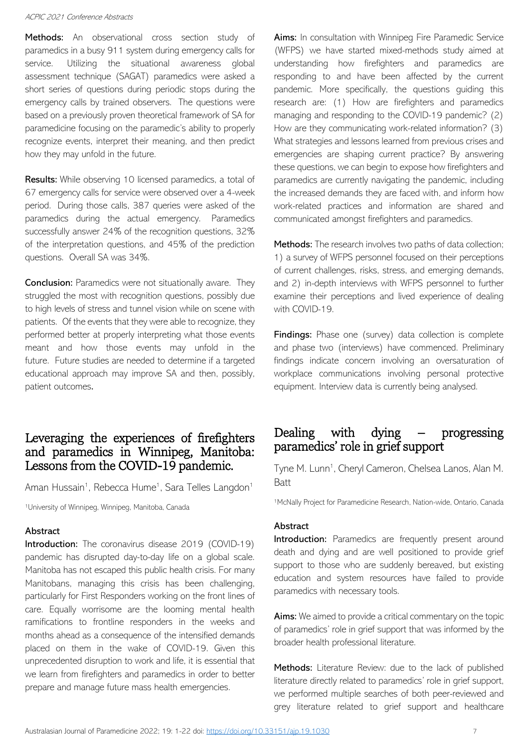**Methods:** An observational cross section study of paramedics in a busy 911 system during emergency calls for service. Utilizing the situational awareness global assessment technique (SAGAT) paramedics were asked a short series of questions during periodic stops during the emergency calls by trained observers. The questions were based on a previously proven theoretical framework of SA for paramedicine focusing on the paramedic's ability to properly recognize events, interpret their meaning, and then predict how they may unfold in the future.

**Results:** While observing 10 licensed paramedics, a total of 67 emergency calls for service were observed over a 4-week period. During those calls, 387 queries were asked of the paramedics during the actual emergency. Paramedics successfully answer 24% of the recognition questions, 32% of the interpretation questions, and 45% of the prediction questions. Overall SA was 34%.

**Conclusion:** Paramedics were not situationally aware. They struggled the most with recognition questions, possibly due to high levels of stress and tunnel vision while on scene with patients. Of the events that they were able to recognize, they performed better at properly interpreting what those events meant and how those events may unfold in the future. Future studies are needed to determine if a targeted educational approach may improve SA and then, possibly, patient outcomes.

## Leveraging the experiences of firefighters and paramedics in Winnipeg, Manitoba: Lessons from the COVID-19 pandemic.

Aman Hussain[1], Rebecca Hume[1], Sara Telles Langdon[1]

[1]University of Winnipeg, Winnipeg, Manitoba, Canada

### Abstract

**Introduction:** The coronavirus disease 2019 (COVID-19) pandemic has disrupted day-to-day life on a global scale. Manitoba has not escaped this public health crisis. For many Manitobans, managing this crisis has been challenging, particularly for First Responders working on the front lines of care. Equally worrisome are the looming mental health ramifications to frontline responders in the weeks and months ahead as a consequence of the intensified demands placed on them in the wake of COVID-19. Given this unprecedented disruption to work and life, it is essential that we learn from firefighters and paramedics in order to better prepare and manage future mass health emergencies.

**Aims:** In consultation with Winnipeg Fire Paramedic Service (WFPS) we have started mixed-methods study aimed at understanding how firefighters and paramedics are responding to and have been affected by the current pandemic. More specifically, the questions guiding this research are: (1) How are firefighters and paramedics managing and responding to the COVID-19 pandemic? (2) How are they communicating work-related information? (3) What strategies and lessons learned from previous crises and emergencies are shaping current practice? By answering these questions, we can begin to expose how firefighters and paramedics are currently navigating the pandemic, including the increased demands they are faced with, and inform how work-related practices and information are shared and communicated amongst firefighters and paramedics.

**Methods:** The research involves two paths of data collection; 1) a survey of WFPS personnel focused on their perceptions of current challenges, risks, stress, and emerging demands, and 2) in-depth interviews with WFPS personnel to further examine their perceptions and lived experience of dealing with COVID-19.

**Findings:** Phase one (survey) data collection is complete and phase two (interviews) have commenced. Preliminary findings indicate concern involving an oversaturation of workplace communications involving personal protective equipment. Interview data is currently being analysed.

## Dealing with dying – progressing paramedics' role in grief support

Tyne M. Lunn[1], Cheryl Cameron, Chelsea Lanos, Alan M. Batt

[1]McNally Project for Paramedicine Research, Nation-wide, Ontario, Canada

### Abstract

**Introduction:** Paramedics are frequently present around death and dying and are well positioned to provide grief support to those who are suddenly bereaved, but existing education and system resources have failed to provide paramedics with necessary tools.

**Aims:** We aimed to provide a critical commentary on the topic of paramedics' role in grief support that was informed by the broader health professional literature.

**Methods:** Literature Review: due to the lack of published literature directly related to paramedics' role in grief support, we performed multiple searches of both peer-reviewed and grey literature related to grief support and healthcare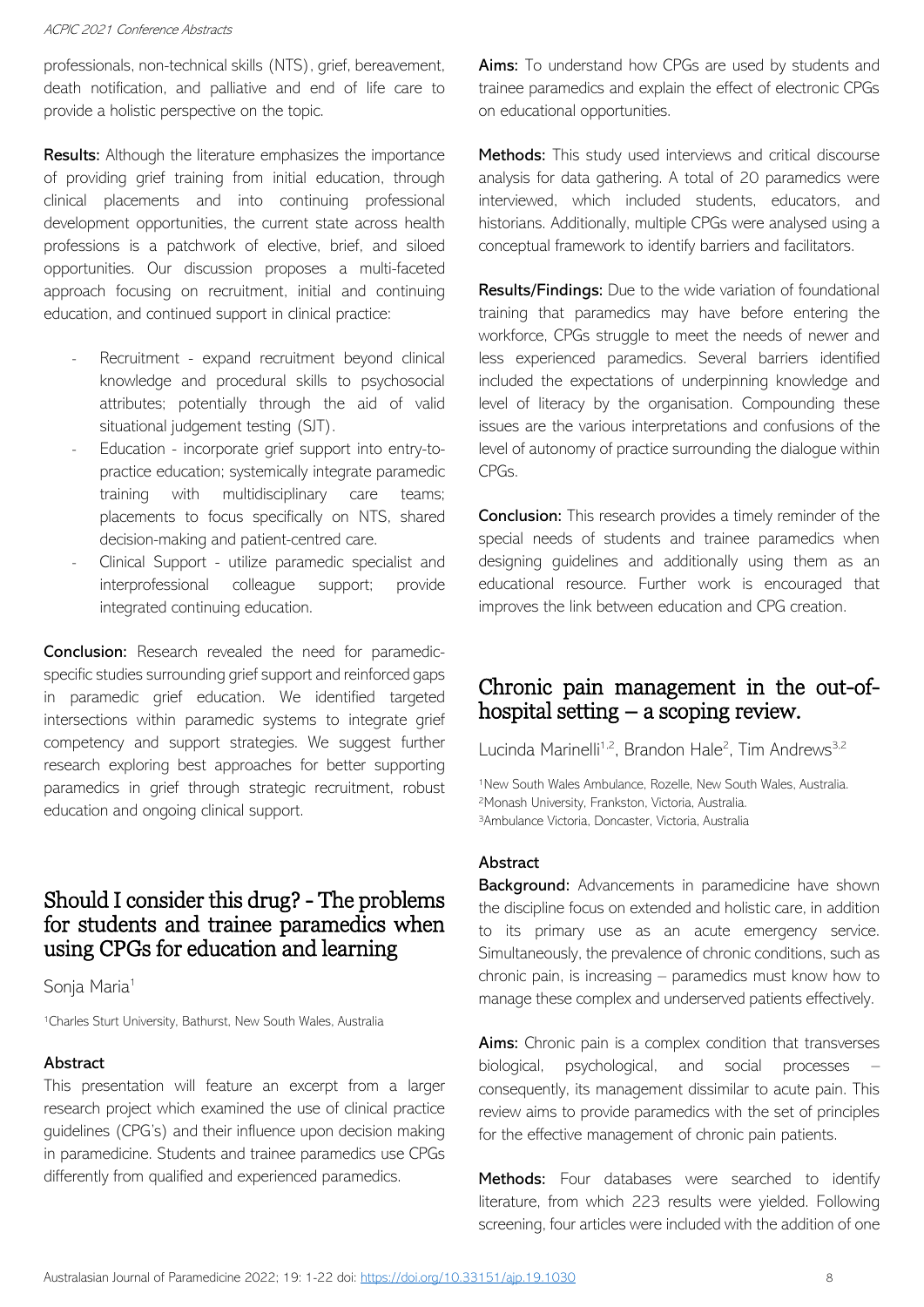professionals, non-technical skills (NTS), grief, bereavement, death notification, and palliative and end of life care to provide a holistic perspective on the topic.

**Results:** Although the literature emphasizes the importance of providing grief training from initial education, through clinical placements and into continuing professional development opportunities, the current state across health professions is a patchwork of elective, brief, and siloed opportunities. Our discussion proposes a multi-faceted approach focusing on recruitment, initial and continuing education, and continued support in clinical practice:

- Recruitment - expand recruitment beyond clinical knowledge and procedural skills to psychosocial attributes; potentially through the aid of valid situational judgement testing (SJT).
- Education - incorporate grief support into entry-to-practice education; systemically integrate paramedic training with multidisciplinary care teams; placements to focus specifically on NTS, shared decision-making and patient-centred care.
- Clinical Support - utilize paramedic specialist and interprofessional colleague support; provide integrated continuing education.

**Conclusion:** Research revealed the need for paramedic-specific studies surrounding grief support and reinforced gaps in paramedic grief education. We identified targeted intersections within paramedic systems to integrate grief competency and support strategies. We suggest further research exploring best approaches for better supporting paramedics in grief through strategic recruitment, robust education and ongoing clinical support.

## Should I consider this drug? - The problems for students and trainee paramedics when using CPGs for education and learning

Sonja Maria[1]

[1]Charles Sturt University, Bathurst, New South Wales, Australia

### Abstract

This presentation will feature an excerpt from a larger research project which examined the use of clinical practice guidelines (CPG's) and their influence upon decision making in paramedicine. Students and trainee paramedics use CPGs differently from qualified and experienced paramedics.

**Aims:** To understand how CPGs are used by students and trainee paramedics and explain the effect of electronic CPGs on educational opportunities.

**Methods:** This study used interviews and critical discourse analysis for data gathering. A total of 20 paramedics were interviewed, which included students, educators, and historians. Additionally, multiple CPGs were analysed using a conceptual framework to identify barriers and facilitators.

**Results/Findings:** Due to the wide variation of foundational training that paramedics may have before entering the workforce, CPGs struggle to meet the needs of newer and less experienced paramedics. Several barriers identified included the expectations of underpinning knowledge and level of literacy by the organisation. Compounding these issues are the various interpretations and confusions of the level of autonomy of practice surrounding the dialogue within CPGs.

**Conclusion:** This research provides a timely reminder of the special needs of students and trainee paramedics when designing guidelines and additionally using them as an educational resource. Further work is encouraged that improves the link between education and CPG creation.

## Chronic pain management in the out-of-hospital setting – a scoping review.

Lucinda Marinelli[1,2], Brandon Hale[2], Tim Andrews[3,2]

[1]New South Wales Ambulance, Rozelle, New South Wales, Australia.
[2]Monash University, Frankston, Victoria, Australia.
[3]Ambulance Victoria, Doncaster, Victoria, Australia

### Abstract

**Background:** Advancements in paramedicine have shown the discipline focus on extended and holistic care, in addition to its primary use as an acute emergency service. Simultaneously, the prevalence of chronic conditions, such as chronic pain, is increasing – paramedics must know how to manage these complex and underserved patients effectively.

**Aims:** Chronic pain is a complex condition that transverses biological, psychological, and social processes – consequently, its management dissimilar to acute pain. This review aims to provide paramedics with the set of principles for the effective management of chronic pain patients.

**Methods:** Four databases were searched to identify literature, from which 223 results were yielded. Following screening, four articles were included with the addition of one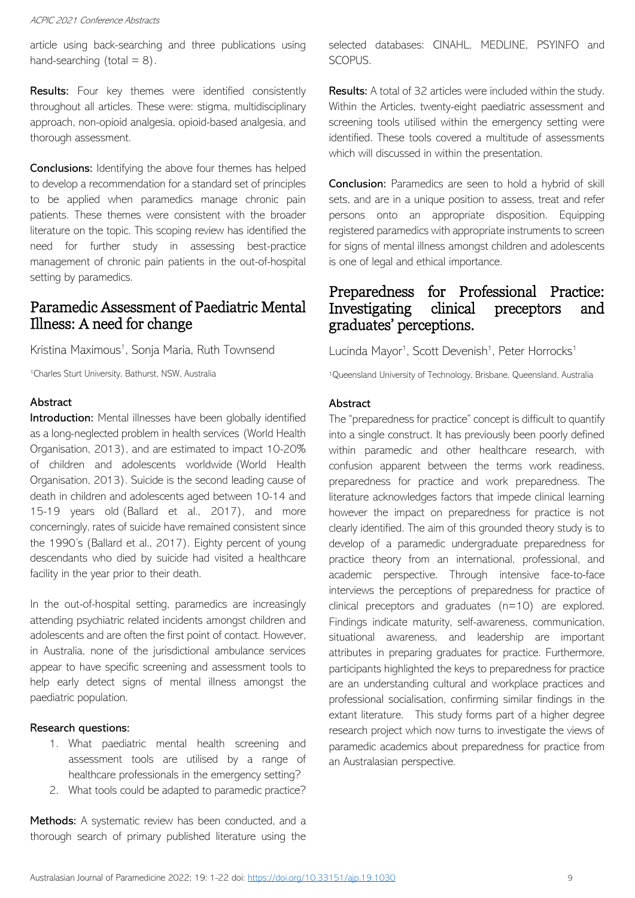article using back-searching and three publications using hand-searching (total = 8).

**Results:** Four key themes were identified consistently throughout all articles. These were: stigma, multidisciplinary approach, non-opioid analgesia, opioid-based analgesia, and thorough assessment.

**Conclusions:** Identifying the above four themes has helped to develop a recommendation for a standard set of principles to be applied when paramedics manage chronic pain patients. These themes were consistent with the broader literature on the topic. This scoping review has identified the need for further study in assessing best-practice management of chronic pain patients in the out-of-hospital setting by paramedics.

## Paramedic Assessment of Paediatric Mental Illness: A need for change

Kristina Maximous[1], Sonja Maria, Ruth Townsend

[1]Charles Sturt University, Bathurst, NSW, Australia

### Abstract

**Introduction:** Mental illnesses have been globally identified as a long-neglected problem in health services (World Health Organisation, 2013), and are estimated to impact 10-20% of children and adolescents worldwide (World Health Organisation, 2013). Suicide is the second leading cause of death in children and adolescents aged between 10-14 and 15-19 years old (Ballard et al., 2017), and more concerningly, rates of suicide have remained consistent since the 1990's (Ballard et al., 2017). Eighty percent of young descendants who died by suicide had visited a healthcare facility in the year prior to their death.

In the out-of-hospital setting, paramedics are increasingly attending psychiatric related incidents amongst children and adolescents and are often the first point of contact. However, in Australia, none of the jurisdictional ambulance services appear to have specific screening and assessment tools to help early detect signs of mental illness amongst the paediatric population.

**Research questions:**

1. What paediatric mental health screening and assessment tools are utilised by a range of healthcare professionals in the emergency setting?
2. What tools could be adapted to paramedic practice?

**Methods:** A systematic review has been conducted, and a thorough search of primary published literature using the selected databases: CINAHL, MEDLINE, PSYINFO and SCOPUS.

**Results:** A total of 32 articles were included within the study. Within the Articles, twenty-eight paediatric assessment and screening tools utilised within the emergency setting were identified. These tools covered a multitude of assessments which will discussed in within the presentation.

**Conclusion:** Paramedics are seen to hold a hybrid of skill sets, and are in a unique position to assess, treat and refer persons onto an appropriate disposition. Equipping registered paramedics with appropriate instruments to screen for signs of mental illness amongst children and adolescents is one of legal and ethical importance.

## Preparedness for Professional Practice: Investigating clinical preceptors and graduates' perceptions.

Lucinda Mayor[1], Scott Devenish[1], Peter Horrocks[1]

[1]Queensland University of Technology, Brisbane, Queensland, Australia

### Abstract

The "preparedness for practice" concept is difficult to quantify into a single construct. It has previously been poorly defined within paramedic and other healthcare research, with confusion apparent between the terms work readiness, preparedness for practice and work preparedness. The literature acknowledges factors that impede clinical learning however the impact on preparedness for practice is not clearly identified. The aim of this grounded theory study is to develop of a paramedic undergraduate preparedness for practice theory from an international, professional, and academic perspective. Through intensive face-to-face interviews the perceptions of preparedness for practice of clinical preceptors and graduates (n=10) are explored. Findings indicate maturity, self-awareness, communication, situational awareness, and leadership are important attributes in preparing graduates for practice. Furthermore, participants highlighted the keys to preparedness for practice are an understanding cultural and workplace practices and professional socialisation, confirming similar findings in the extant literature. This study forms part of a higher degree research project which now turns to investigate the views of paramedic academics about preparedness for practice from an Australasian perspective.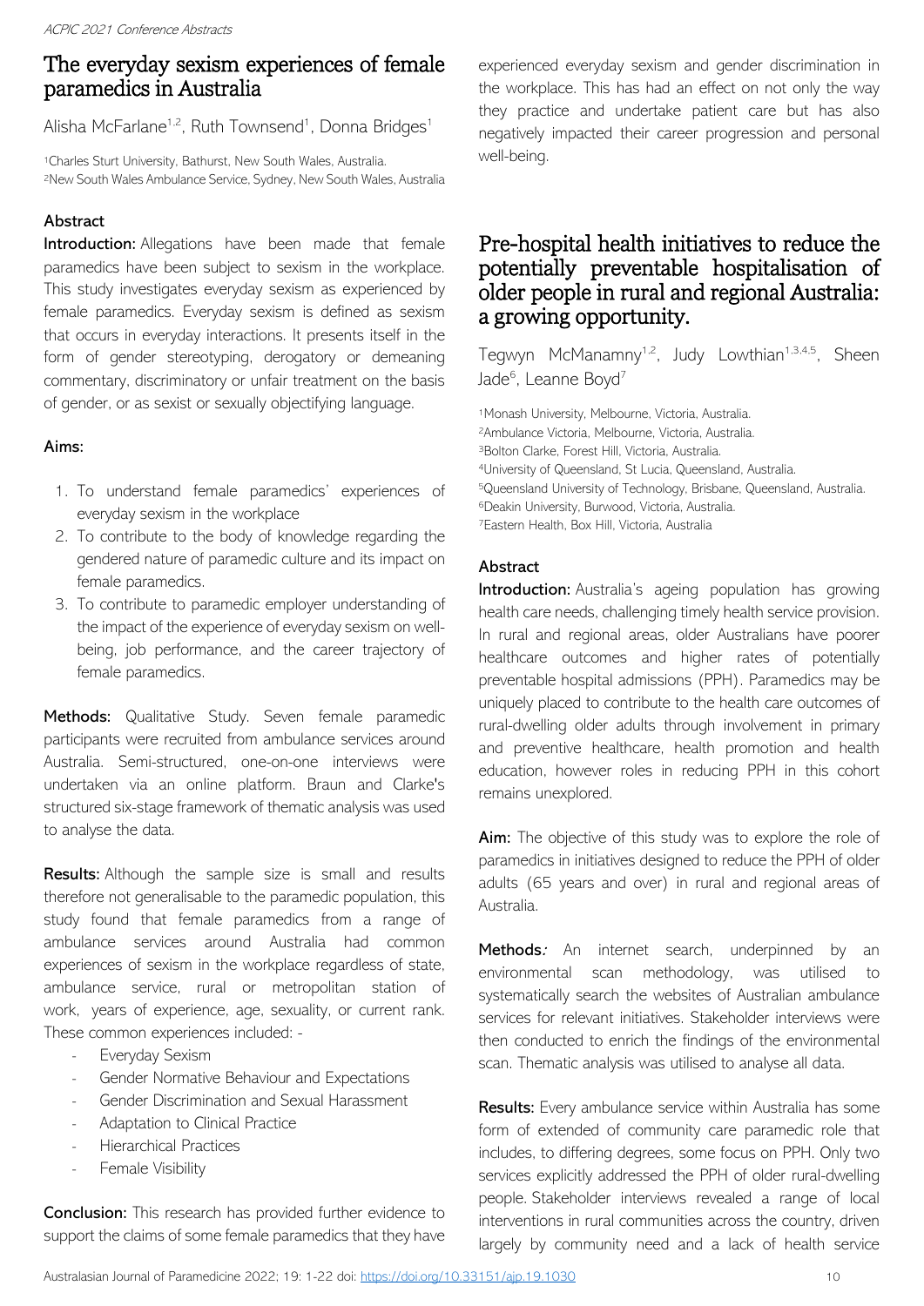## The everyday sexism experiences of female paramedics in Australia

Alisha McFarlane[1,2], Ruth Townsend[1], Donna Bridges[1]

[1]Charles Sturt University, Bathurst, New South Wales, Australia.
[2]New South Wales Ambulance Service, Sydney, New South Wales, Australia

### Abstract

**Introduction:** Allegations have been made that female paramedics have been subject to sexism in the workplace. This study investigates everyday sexism as experienced by female paramedics. Everyday sexism is defined as sexism that occurs in everyday interactions. It presents itself in the form of gender stereotyping, derogatory or demeaning commentary, discriminatory or unfair treatment on the basis of gender, or as sexist or sexually objectifying language.

**Aims:**

1. To understand female paramedics' experiences of everyday sexism in the workplace
2. To contribute to the body of knowledge regarding the gendered nature of paramedic culture and its impact on female paramedics.
3. To contribute to paramedic employer understanding of the impact of the experience of everyday sexism on well-being, job performance, and the career trajectory of female paramedics.

**Methods:** Qualitative Study. Seven female paramedic participants were recruited from ambulance services around Australia. Semi-structured, one-on-one interviews were undertaken via an online platform. Braun and Clarke's structured six-stage framework of thematic analysis was used to analyse the data.

**Results:** Although the sample size is small and results therefore not generalisable to the paramedic population, this study found that female paramedics from a range of ambulance services around Australia had common experiences of sexism in the workplace regardless of state, ambulance service, rural or metropolitan station of work, years of experience, age, sexuality, or current rank. These common experiences included: -

- Everyday Sexism
- Gender Normative Behaviour and Expectations
- Gender Discrimination and Sexual Harassment
- Adaptation to Clinical Practice
- Hierarchical Practices
- Female Visibility

**Conclusion:** This research has provided further evidence to support the claims of some female paramedics that they have experienced everyday sexism and gender discrimination in the workplace. This has had an effect on not only the way they practice and undertake patient care but has also negatively impacted their career progression and personal well-being.

## Pre-hospital health initiatives to reduce the potentially preventable hospitalisation of older people in rural and regional Australia: a growing opportunity.

Tegwyn McManamny[1,2], Judy Lowthian[1,3,4,5], Sheen Jade[6], Leanne Boyd[7]

[1]Monash University, Melbourne, Victoria, Australia.
[2]Ambulance Victoria, Melbourne, Victoria, Australia.
[3]Bolton Clarke, Forest Hill, Victoria, Australia.
[4]University of Queensland, St Lucia, Queensland, Australia.
[5]Queensland University of Technology, Brisbane, Queensland, Australia.
[6]Deakin University, Burwood, Victoria, Australia.
[7]Eastern Health, Box Hill, Victoria, Australia

### Abstract

**Introduction:** Australia's ageing population has growing health care needs, challenging timely health service provision. In rural and regional areas, older Australians have poorer healthcare outcomes and higher rates of potentially preventable hospital admissions (PPH). Paramedics may be uniquely placed to contribute to the health care outcomes of rural-dwelling older adults through involvement in primary and preventive healthcare, health promotion and health education, however roles in reducing PPH in this cohort remains unexplored.

**Aim:** The objective of this study was to explore the role of paramedics in initiatives designed to reduce the PPH of older adults (65 years and over) in rural and regional areas of Australia.

**Methods***:* An internet search, underpinned by an environmental scan methodology, was utilised to systematically search the websites of Australian ambulance services for relevant initiatives. Stakeholder interviews were then conducted to enrich the findings of the environmental scan. Thematic analysis was utilised to analyse all data.

**Results:** Every ambulance service within Australia has some form of extended of community care paramedic role that includes, to differing degrees, some focus on PPH. Only two services explicitly addressed the PPH of older rural-dwelling people. Stakeholder interviews revealed a range of local interventions in rural communities across the country, driven largely by community need and a lack of health service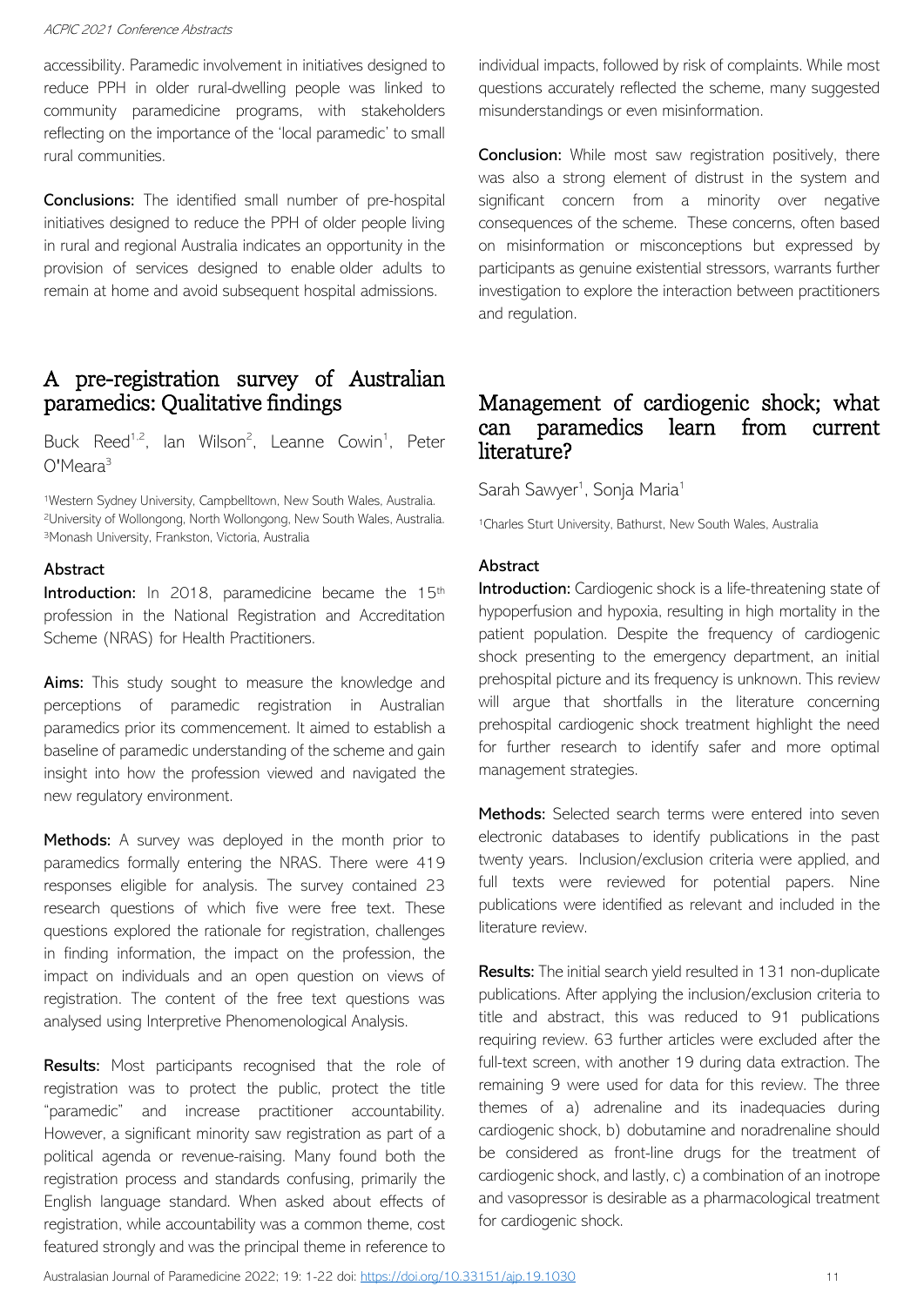accessibility. Paramedic involvement in initiatives designed to reduce PPH in older rural-dwelling people was linked to community paramedicine programs, with stakeholders reflecting on the importance of the 'local paramedic' to small rural communities.

**Conclusions:** The identified small number of pre-hospital initiatives designed to reduce the PPH of older people living in rural and regional Australia indicates an opportunity in the provision of services designed to enable older adults to remain at home and avoid subsequent hospital admissions.

# A pre-registration survey of Australian paramedics: Qualitative findings

Buck Reed[1,2], Ian Wilson[2], Leanne Cowin[1], Peter O'Meara[3]

[1]Western Sydney University, Campbelltown, New South Wales, Australia.
[2]University of Wollongong, North Wollongong, New South Wales, Australia.
[3]Monash University, Frankston, Victoria, Australia

### Abstract

**Introduction:** In 2018, paramedicine became the 15th profession in the National Registration and Accreditation Scheme (NRAS) for Health Practitioners.

**Aims:** This study sought to measure the knowledge and perceptions of paramedic registration in Australian paramedics prior its commencement. It aimed to establish a baseline of paramedic understanding of the scheme and gain insight into how the profession viewed and navigated the new regulatory environment.

**Methods:** A survey was deployed in the month prior to paramedics formally entering the NRAS. There were 419 responses eligible for analysis. The survey contained 23 research questions of which five were free text. These questions explored the rationale for registration, challenges in finding information, the impact on the profession, the impact on individuals and an open question on views of registration. The content of the free text questions was analysed using Interpretive Phenomenological Analysis.

**Results:** Most participants recognised that the role of registration was to protect the public, protect the title "paramedic" and increase practitioner accountability. However, a significant minority saw registration as part of a political agenda or revenue-raising. Many found both the registration process and standards confusing, primarily the English language standard. When asked about effects of registration, while accountability was a common theme, cost featured strongly and was the principal theme in reference to individual impacts, followed by risk of complaints. While most questions accurately reflected the scheme, many suggested misunderstandings or even misinformation.

**Conclusion:** While most saw registration positively, there was also a strong element of distrust in the system and significant concern from a minority over negative consequences of the scheme. These concerns, often based on misinformation or misconceptions but expressed by participants as genuine existential stressors, warrants further investigation to explore the interaction between practitioners and regulation.

# Management of cardiogenic shock; what can paramedics learn from current literature?

Sarah Sawyer[1], Sonja Maria[1]

[1]Charles Sturt University, Bathurst, New South Wales, Australia

### Abstract

**Introduction:** Cardiogenic shock is a life-threatening state of hypoperfusion and hypoxia, resulting in high mortality in the patient population. Despite the frequency of cardiogenic shock presenting to the emergency department, an initial prehospital picture and its frequency is unknown. This review will argue that shortfalls in the literature concerning prehospital cardiogenic shock treatment highlight the need for further research to identify safer and more optimal management strategies.

**Methods:** Selected search terms were entered into seven electronic databases to identify publications in the past twenty years. Inclusion/exclusion criteria were applied, and full texts were reviewed for potential papers. Nine publications were identified as relevant and included in the literature review.

**Results:** The initial search yield resulted in 131 non-duplicate publications. After applying the inclusion/exclusion criteria to title and abstract, this was reduced to 91 publications requiring review. 63 further articles were excluded after the full-text screen, with another 19 during data extraction. The remaining 9 were used for data for this review. The three themes of a) adrenaline and its inadequacies during cardiogenic shock, b) dobutamine and noradrenaline should be considered as front-line drugs for the treatment of cardiogenic shock, and lastly, c) a combination of an inotrope and vasopressor is desirable as a pharmacological treatment for cardiogenic shock.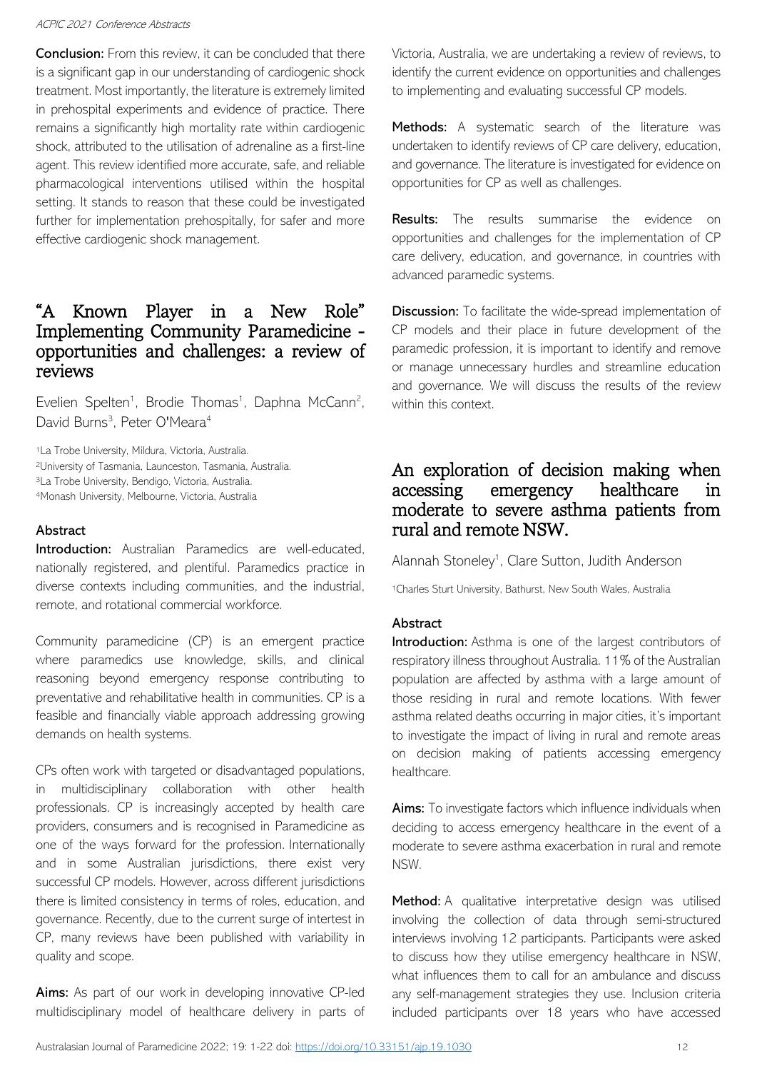**Conclusion:** From this review, it can be concluded that there is a significant gap in our understanding of cardiogenic shock treatment. Most importantly, the literature is extremely limited in prehospital experiments and evidence of practice. There remains a significantly high mortality rate within cardiogenic shock, attributed to the utilisation of adrenaline as a first-line agent. This review identified more accurate, safe, and reliable pharmacological interventions utilised within the hospital setting. It stands to reason that these could be investigated further for implementation prehospitally, for safer and more effective cardiogenic shock management.

## "A Known Player in a New Role" Implementing Community Paramedicine - opportunities and challenges: a review of reviews

Evelien Spelten[1], Brodie Thomas[1], Daphna McCann[2], David Burns[3], Peter O'Meara[4]

[1]La Trobe University, Mildura, Victoria, Australia.
[2]University of Tasmania, Launceston, Tasmania, Australia.
[3]La Trobe University, Bendigo, Victoria, Australia.
[4]Monash University, Melbourne, Victoria, Australia

### Abstract

**Introduction:** Australian Paramedics are well-educated, nationally registered, and plentiful. Paramedics practice in diverse contexts including communities, and the industrial, remote, and rotational commercial workforce.

Community paramedicine (CP) is an emergent practice where paramedics use knowledge, skills, and clinical reasoning beyond emergency response contributing to preventative and rehabilitative health in communities. CP is a feasible and financially viable approach addressing growing demands on health systems.

CPs often work with targeted or disadvantaged populations, in multidisciplinary collaboration with other health professionals. CP is increasingly accepted by health care providers, consumers and is recognised in Paramedicine as one of the ways forward for the profession. Internationally and in some Australian jurisdictions, there exist very successful CP models. However, across different jurisdictions there is limited consistency in terms of roles, education, and governance. Recently, due to the current surge of intertest in CP, many reviews have been published with variability in quality and scope.

**Aims:** As part of our work in developing innovative CP-led multidisciplinary model of healthcare delivery in parts of Victoria, Australia, we are undertaking a review of reviews, to identify the current evidence on opportunities and challenges to implementing and evaluating successful CP models.

**Methods:** A systematic search of the literature was undertaken to identify reviews of CP care delivery, education, and governance. The literature is investigated for evidence on opportunities for CP as well as challenges.

**Results:** The results summarise the evidence on opportunities and challenges for the implementation of CP care delivery, education, and governance, in countries with advanced paramedic systems.

**Discussion:** To facilitate the wide-spread implementation of CP models and their place in future development of the paramedic profession, it is important to identify and remove or manage unnecessary hurdles and streamline education and governance. We will discuss the results of the review within this context.

## An exploration of decision making when accessing emergency healthcare in moderate to severe asthma patients from rural and remote NSW.

Alannah Stoneley[1], Clare Sutton, Judith Anderson

[1]Charles Sturt University, Bathurst, New South Wales, Australia

### Abstract

**Introduction:** Asthma is one of the largest contributors of respiratory illness throughout Australia. 11% of the Australian population are affected by asthma with a large amount of those residing in rural and remote locations. With fewer asthma related deaths occurring in major cities, it's important to investigate the impact of living in rural and remote areas on decision making of patients accessing emergency healthcare.

**Aims:** To investigate factors which influence individuals when deciding to access emergency healthcare in the event of a moderate to severe asthma exacerbation in rural and remote NSW.

**Method:** A qualitative interpretative design was utilised involving the collection of data through semi-structured interviews involving 12 participants. Participants were asked to discuss how they utilise emergency healthcare in NSW, what influences them to call for an ambulance and discuss any self-management strategies they use. Inclusion criteria included participants over 18 years who have accessed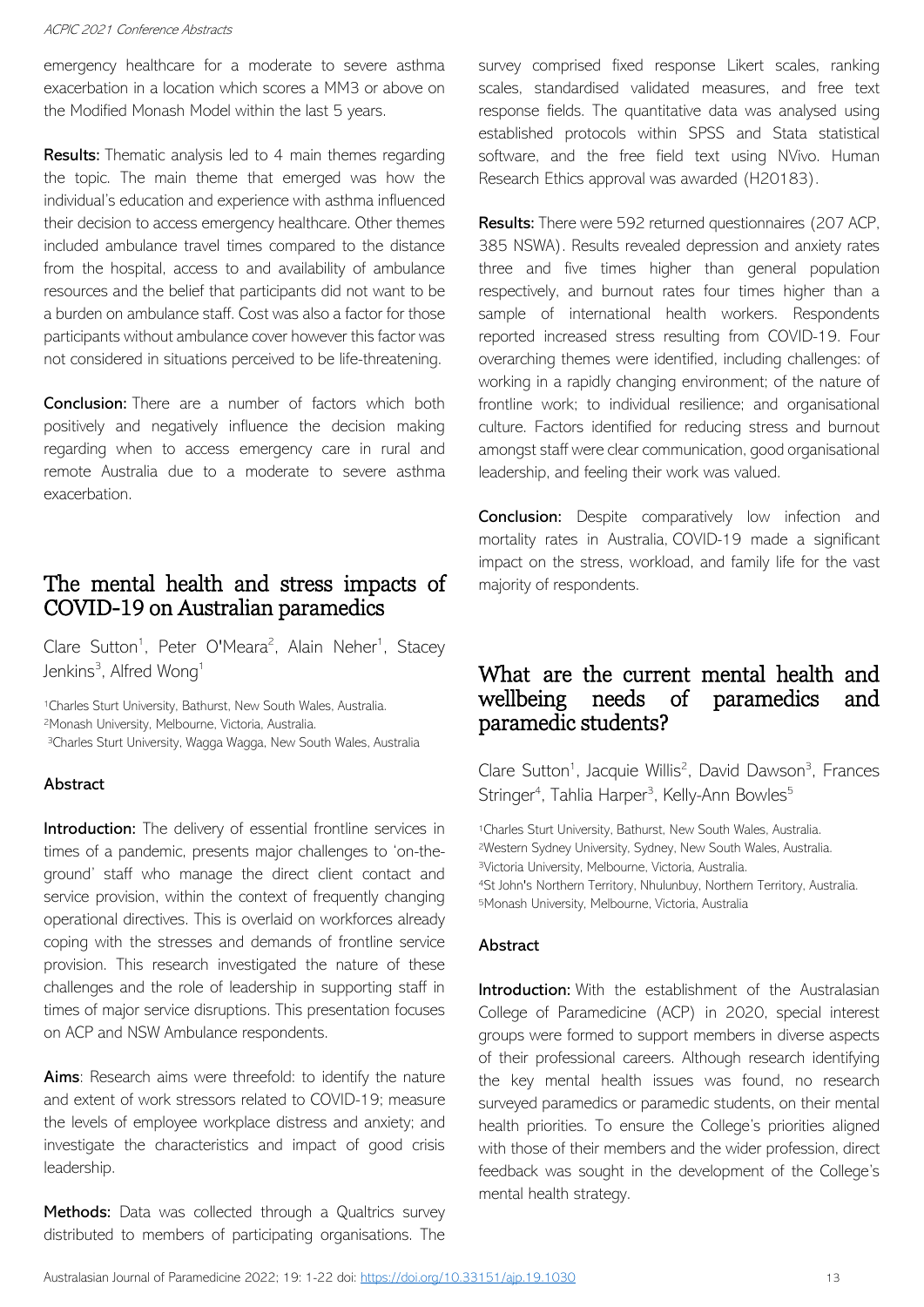emergency healthcare for a moderate to severe asthma exacerbation in a location which scores a MM3 or above on the Modified Monash Model within the last 5 years.

**Results:** Thematic analysis led to 4 main themes regarding the topic. The main theme that emerged was how the individual's education and experience with asthma influenced their decision to access emergency healthcare. Other themes included ambulance travel times compared to the distance from the hospital, access to and availability of ambulance resources and the belief that participants did not want to be a burden on ambulance staff. Cost was also a factor for those participants without ambulance cover however this factor was not considered in situations perceived to be life-threatening.

**Conclusion:** There are a number of factors which both positively and negatively influence the decision making regarding when to access emergency care in rural and remote Australia due to a moderate to severe asthma exacerbation.

## The mental health and stress impacts of COVID-19 on Australian paramedics

Clare Sutton[1], Peter O'Meara[2], Alain Neher[1], Stacey Jenkins[3], Alfred Wong[1]

[1]Charles Sturt University, Bathurst, New South Wales, Australia.
[2]Monash University, Melbourne, Victoria, Australia.
[3]Charles Sturt University, Wagga Wagga, New South Wales, Australia

### Abstract

**Introduction:** The delivery of essential frontline services in times of a pandemic, presents major challenges to 'on-the-ground' staff who manage the direct client contact and service provision, within the context of frequently changing operational directives. This is overlaid on workforces already coping with the stresses and demands of frontline service provision. This research investigated the nature of these challenges and the role of leadership in supporting staff in times of major service disruptions. This presentation focuses on ACP and NSW Ambulance respondents.

**Aims**: Research aims were threefold: to identify the nature and extent of work stressors related to COVID-19; measure the levels of employee workplace distress and anxiety; and investigate the characteristics and impact of good crisis leadership.

**Methods:** Data was collected through a Qualtrics survey distributed to members of participating organisations. The survey comprised fixed response Likert scales, ranking scales, standardised validated measures, and free text response fields. The quantitative data was analysed using established protocols within SPSS and Stata statistical software, and the free field text using NVivo. Human Research Ethics approval was awarded (H20183).

**Results:** There were 592 returned questionnaires (207 ACP, 385 NSWA). Results revealed depression and anxiety rates three and five times higher than general population respectively, and burnout rates four times higher than a sample of international health workers. Respondents reported increased stress resulting from COVID-19. Four overarching themes were identified, including challenges: of working in a rapidly changing environment; of the nature of frontline work; to individual resilience; and organisational culture. Factors identified for reducing stress and burnout amongst staff were clear communication, good organisational leadership, and feeling their work was valued.

**Conclusion:** Despite comparatively low infection and mortality rates in Australia, COVID-19 made a significant impact on the stress, workload, and family life for the vast majority of respondents.

## What are the current mental health and wellbeing needs of paramedics and paramedic students?

Clare Sutton[1], Jacquie Willis[2], David Dawson[3], Frances Stringer[4], Tahlia Harper[3], Kelly-Ann Bowles[5]

[1]Charles Sturt University, Bathurst, New South Wales, Australia.
[2]Western Sydney University, Sydney, New South Wales, Australia.
[3]Victoria University, Melbourne, Victoria, Australia.
[4]St John's Northern Territory, Nhulunbuy, Northern Territory, Australia.
[5]Monash University, Melbourne, Victoria, Australia

### Abstract

**Introduction:** With the establishment of the Australasian College of Paramedicine (ACP) in 2020, special interest groups were formed to support members in diverse aspects of their professional careers. Although research identifying the key mental health issues was found, no research surveyed paramedics or paramedic students, on their mental health priorities. To ensure the College's priorities aligned with those of their members and the wider profession, direct feedback was sought in the development of the College's mental health strategy.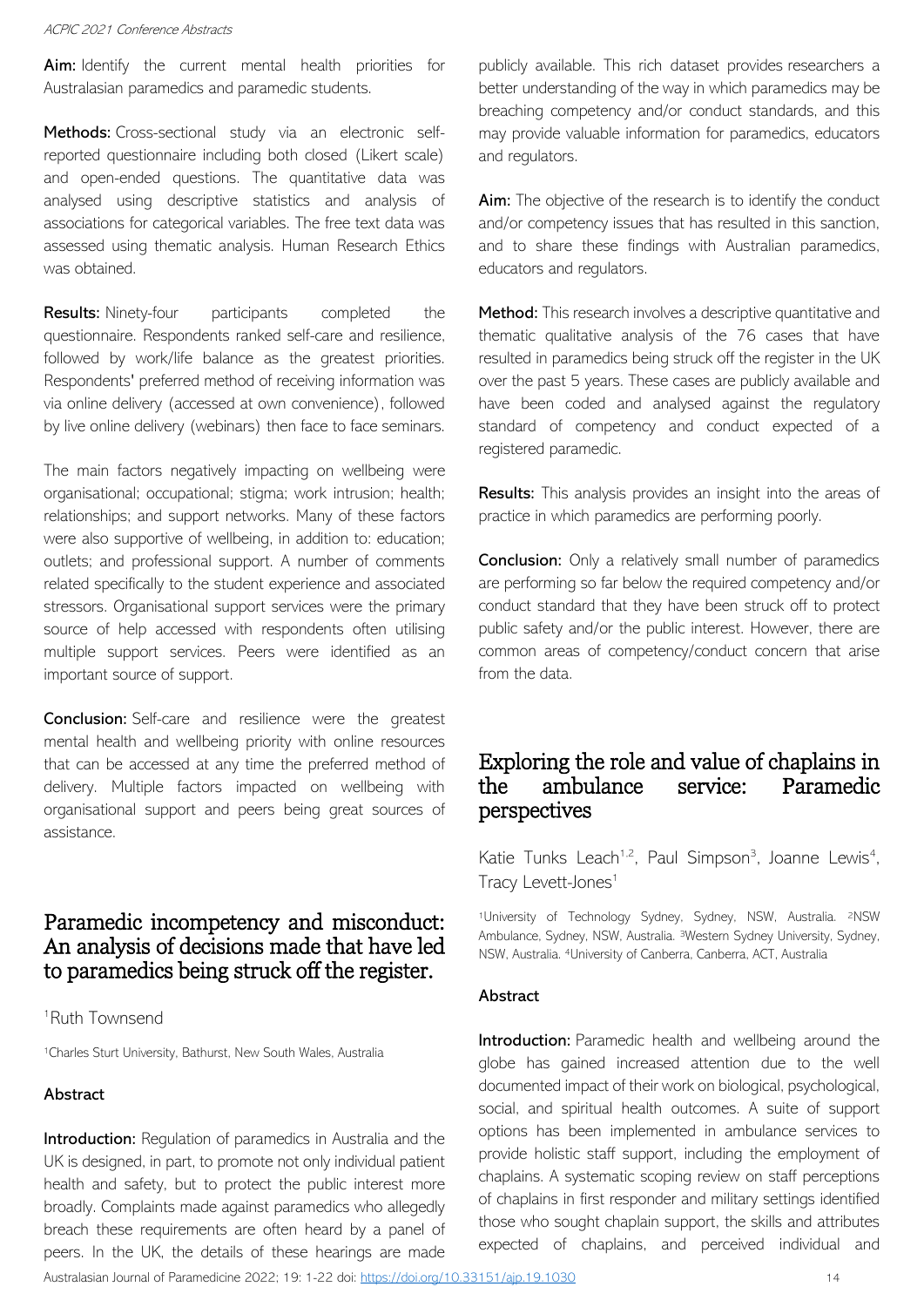**Aim:** Identify the current mental health priorities for Australasian paramedics and paramedic students.

**Methods:** Cross-sectional study via an electronic self-reported questionnaire including both closed (Likert scale) and open-ended questions. The quantitative data was analysed using descriptive statistics and analysis of associations for categorical variables. The free text data was assessed using thematic analysis. Human Research Ethics was obtained.

**Results:** Ninety-four participants completed the questionnaire. Respondents ranked self-care and resilience, followed by work/life balance as the greatest priorities. Respondents' preferred method of receiving information was via online delivery (accessed at own convenience), followed by live online delivery (webinars) then face to face seminars.

The main factors negatively impacting on wellbeing were organisational; occupational; stigma; work intrusion; health; relationships; and support networks. Many of these factors were also supportive of wellbeing, in addition to: education; outlets; and professional support. A number of comments related specifically to the student experience and associated stressors. Organisational support services were the primary source of help accessed with respondents often utilising multiple support services. Peers were identified as an important source of support.

**Conclusion:** Self-care and resilience were the greatest mental health and wellbeing priority with online resources that can be accessed at any time the preferred method of delivery. Multiple factors impacted on wellbeing with organisational support and peers being great sources of assistance.

## Paramedic incompetency and misconduct: An analysis of decisions made that have led to paramedics being struck off the register.

[1]Ruth Townsend

[1]Charles Sturt University, Bathurst, New South Wales, Australia

### Abstract

**Introduction:** Regulation of paramedics in Australia and the UK is designed, in part, to promote not only individual patient health and safety, but to protect the public interest more broadly. Complaints made against paramedics who allegedly breach these requirements are often heard by a panel of peers. In the UK, the details of these hearings are made publicly available. This rich dataset provides researchers a better understanding of the way in which paramedics may be breaching competency and/or conduct standards, and this may provide valuable information for paramedics, educators and regulators.

**Aim:** The objective of the research is to identify the conduct and/or competency issues that has resulted in this sanction, and to share these findings with Australian paramedics, educators and regulators.

**Method:** This research involves a descriptive quantitative and thematic qualitative analysis of the 76 cases that have resulted in paramedics being struck off the register in the UK over the past 5 years. These cases are publicly available and have been coded and analysed against the regulatory standard of competency and conduct expected of a registered paramedic.

**Results:** This analysis provides an insight into the areas of practice in which paramedics are performing poorly.

**Conclusion:** Only a relatively small number of paramedics are performing so far below the required competency and/or conduct standard that they have been struck off to protect public safety and/or the public interest. However, there are common areas of competency/conduct concern that arise from the data.

## Exploring the role and value of chaplains in the ambulance service: Paramedic perspectives

Katie Tunks Leach[1,2], Paul Simpson[3], Joanne Lewis[4], Tracy Levett-Jones[1]

[1]University of Technology Sydney, Sydney, NSW, Australia. [2]NSW Ambulance, Sydney, NSW, Australia. [3]Western Sydney University, Sydney, NSW, Australia. [4]University of Canberra, Canberra, ACT, Australia

### Abstract

**Introduction:** Paramedic health and wellbeing around the globe has gained increased attention due to the well documented impact of their work on biological, psychological, social, and spiritual health outcomes. A suite of support options has been implemented in ambulance services to provide holistic staff support, including the employment of chaplains. A systematic scoping review on staff perceptions of chaplains in first responder and military settings identified those who sought chaplain support, the skills and attributes expected of chaplains, and perceived individual and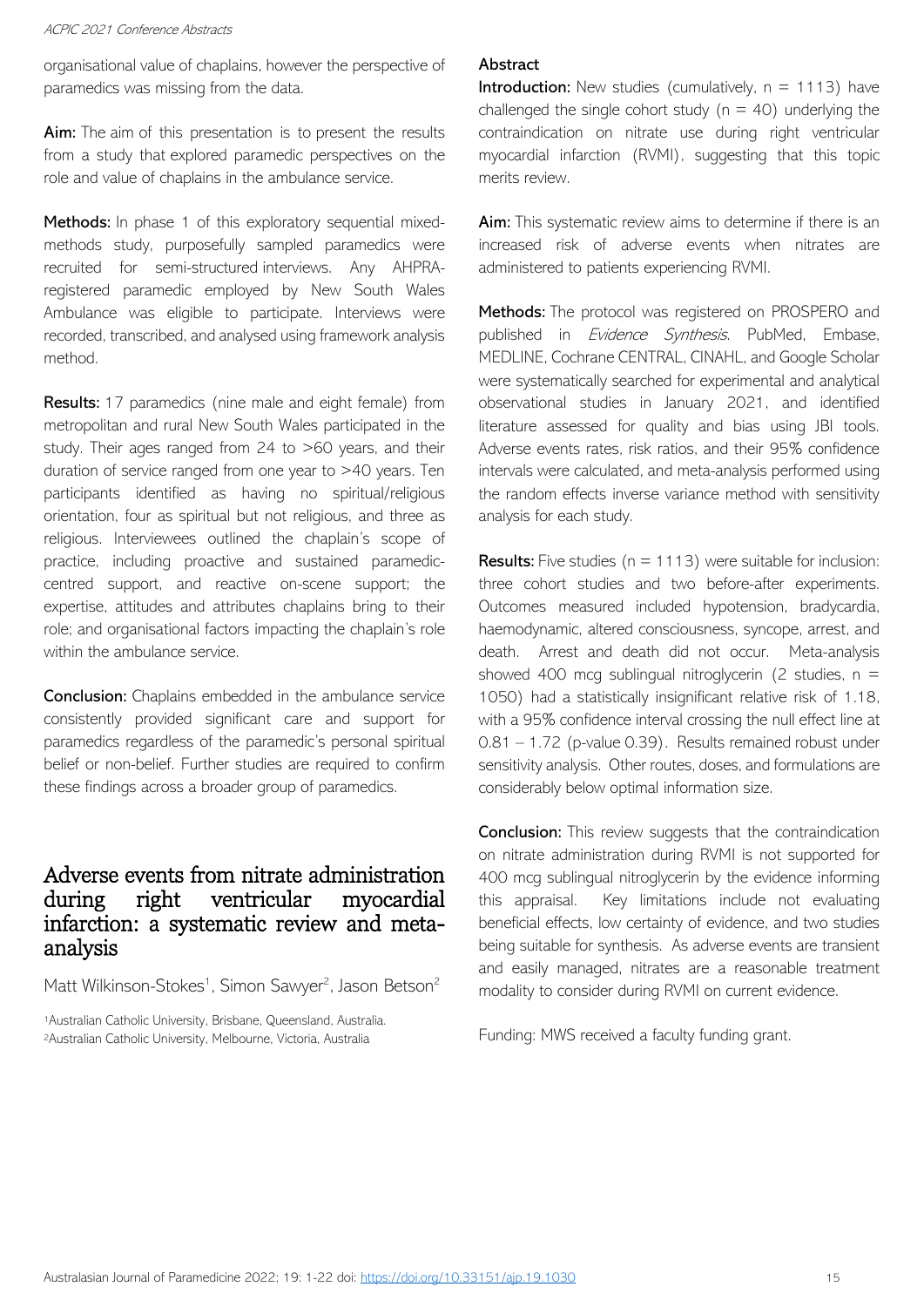organisational value of chaplains, however the perspective of paramedics was missing from the data.

**Aim:** The aim of this presentation is to present the results from a study that explored paramedic perspectives on the role and value of chaplains in the ambulance service.

**Methods:** In phase 1 of this exploratory sequential mixed-methods study, purposefully sampled paramedics were recruited for semi-structured interviews. Any AHPRA-registered paramedic employed by New South Wales Ambulance was eligible to participate. Interviews were recorded, transcribed, and analysed using framework analysis method.

**Results:** 17 paramedics (nine male and eight female) from metropolitan and rural New South Wales participated in the study. Their ages ranged from 24 to >60 years, and their duration of service ranged from one year to >40 years. Ten participants identified as having no spiritual/religious orientation, four as spiritual but not religious, and three as religious. Interviewees outlined the chaplain's scope of practice, including proactive and sustained paramedic-centred support, and reactive on-scene support; the expertise, attitudes and attributes chaplains bring to their role; and organisational factors impacting the chaplain's role within the ambulance service.

**Conclusion:** Chaplains embedded in the ambulance service consistently provided significant care and support for paramedics regardless of the paramedic's personal spiritual belief or non-belief. Further studies are required to confirm these findings across a broader group of paramedics.

## Adverse events from nitrate administration during right ventricular myocardial infarction: a systematic review and meta-analysis

Matt Wilkinson-Stokes[1], Simon Sawyer[2], Jason Betson[2]

[1]Australian Catholic University, Brisbane, Queensland, Australia.
[2]Australian Catholic University, Melbourne, Victoria, Australia

### Abstract

**Introduction:** New studies (cumulatively, n = 1113) have challenged the single cohort study (n = 40) underlying the contraindication on nitrate use during right ventricular myocardial infarction (RVMI), suggesting that this topic merits review.

**Aim:** This systematic review aims to determine if there is an increased risk of adverse events when nitrates are administered to patients experiencing RVMI.

**Methods:** The protocol was registered on PROSPERO and published in *Evidence Synthesis*. PubMed, Embase, MEDLINE, Cochrane CENTRAL, CINAHL, and Google Scholar were systematically searched for experimental and analytical observational studies in January 2021, and identified literature assessed for quality and bias using JBI tools. Adverse events rates, risk ratios, and their 95% confidence intervals were calculated, and meta-analysis performed using the random effects inverse variance method with sensitivity analysis for each study.

**Results:** Five studies (n = 1113) were suitable for inclusion: three cohort studies and two before-after experiments. Outcomes measured included hypotension, bradycardia, haemodynamic, altered consciousness, syncope, arrest, and death. Arrest and death did not occur. Meta-analysis showed 400 mcg sublingual nitroglycerin (2 studies, n = 1050) had a statistically insignificant relative risk of 1.18, with a 95% confidence interval crossing the null effect line at 0.81 – 1.72 (p-value 0.39). Results remained robust under sensitivity analysis. Other routes, doses, and formulations are considerably below optimal information size.

**Conclusion:** This review suggests that the contraindication on nitrate administration during RVMI is not supported for 400 mcg sublingual nitroglycerin by the evidence informing this appraisal. Key limitations include not evaluating beneficial effects, low certainty of evidence, and two studies being suitable for synthesis. As adverse events are transient and easily managed, nitrates are a reasonable treatment modality to consider during RVMI on current evidence.

Funding: MWS received a faculty funding grant.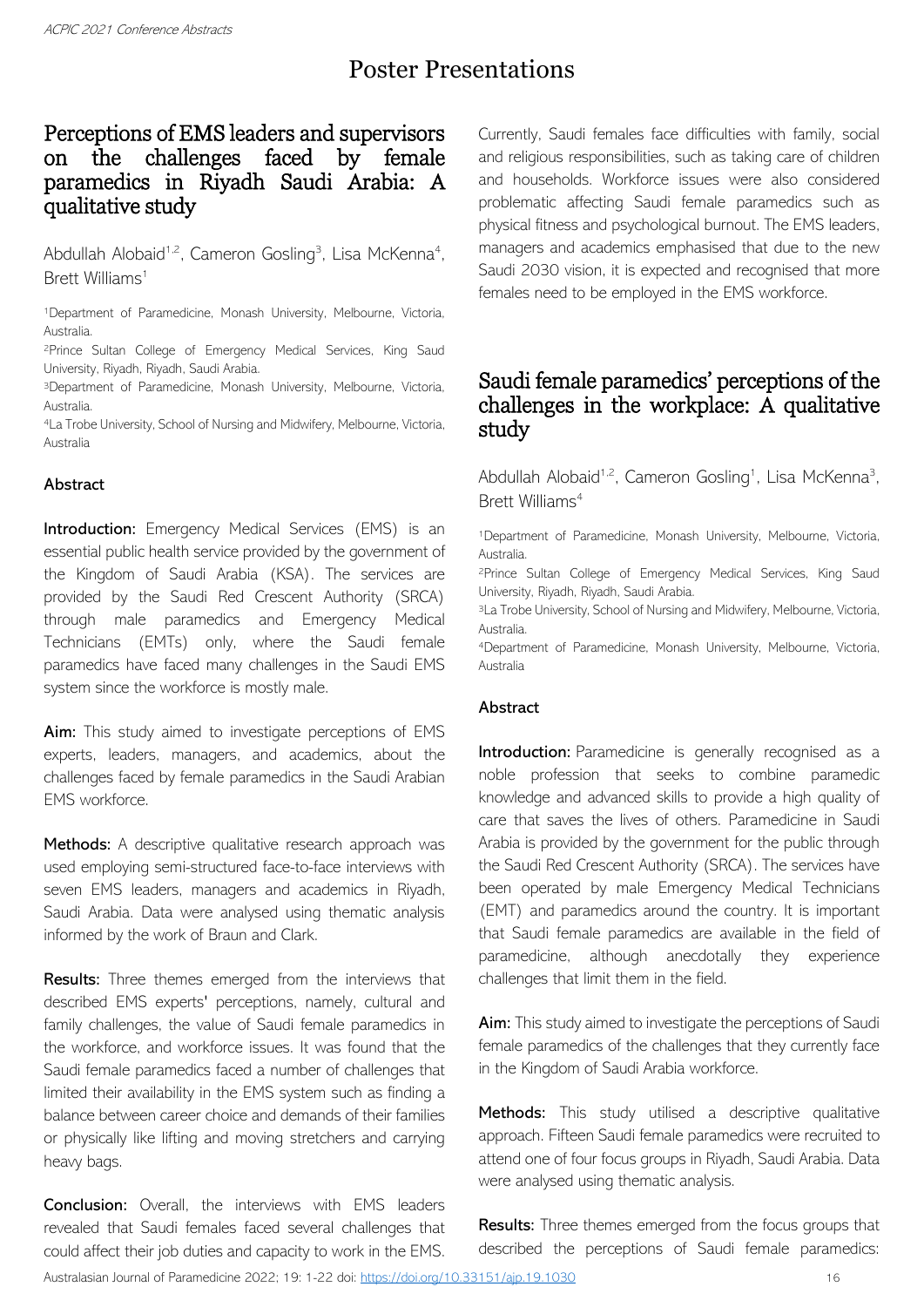# Poster Presentations

## Perceptions of EMS leaders and supervisors on the challenges faced by female paramedics in Riyadh Saudi Arabia: A qualitative study

Abdullah Alobaid[1,2], Cameron Gosling[3], Lisa McKenna[4], Brett Williams[1]

[1]Department of Paramedicine, Monash University, Melbourne, Victoria, Australia.
[2]Prince Sultan College of Emergency Medical Services, King Saud University, Riyadh, Riyadh, Saudi Arabia.
[3]Department of Paramedicine, Monash University, Melbourne, Victoria, Australia.
[4]La Trobe University, School of Nursing and Midwifery, Melbourne, Victoria, Australia

### Abstract

**Introduction:** Emergency Medical Services (EMS) is an essential public health service provided by the government of the Kingdom of Saudi Arabia (KSA). The services are provided by the Saudi Red Crescent Authority (SRCA) through male paramedics and Emergency Medical Technicians (EMTs) only, where the Saudi female paramedics have faced many challenges in the Saudi EMS system since the workforce is mostly male.

**Aim:** This study aimed to investigate perceptions of EMS experts, leaders, managers, and academics, about the challenges faced by female paramedics in the Saudi Arabian EMS workforce.

**Methods:** A descriptive qualitative research approach was used employing semi-structured face-to-face interviews with seven EMS leaders, managers and academics in Riyadh, Saudi Arabia. Data were analysed using thematic analysis informed by the work of Braun and Clark.

**Results:** Three themes emerged from the interviews that described EMS experts' perceptions, namely, cultural and family challenges, the value of Saudi female paramedics in the workforce, and workforce issues. It was found that the Saudi female paramedics faced a number of challenges that limited their availability in the EMS system such as finding a balance between career choice and demands of their families or physically like lifting and moving stretchers and carrying heavy bags.

**Conclusion:** Overall, the interviews with EMS leaders revealed that Saudi females faced several challenges that could affect their job duties and capacity to work in the EMS. Currently, Saudi females face difficulties with family, social and religious responsibilities, such as taking care of children and households. Workforce issues were also considered problematic affecting Saudi female paramedics such as physical fitness and psychological burnout. The EMS leaders, managers and academics emphasised that due to the new Saudi 2030 vision, it is expected and recognised that more females need to be employed in the EMS workforce.

## Saudi female paramedics' perceptions of the challenges in the workplace: A qualitative study

Abdullah Alobaid[1,2], Cameron Gosling[1], Lisa McKenna[3], Brett Williams[4]

[1]Department of Paramedicine, Monash University, Melbourne, Victoria, Australia.
[2]Prince Sultan College of Emergency Medical Services, King Saud University, Riyadh, Riyadh, Saudi Arabia.
[3]La Trobe University, School of Nursing and Midwifery, Melbourne, Victoria, Australia.
[4]Department of Paramedicine, Monash University, Melbourne, Victoria, Australia

### Abstract

**Introduction:** Paramedicine is generally recognised as a noble profession that seeks to combine paramedic knowledge and advanced skills to provide a high quality of care that saves the lives of others. Paramedicine in Saudi Arabia is provided by the government for the public through the Saudi Red Crescent Authority (SRCA). The services have been operated by male Emergency Medical Technicians (EMT) and paramedics around the country. It is important that Saudi female paramedics are available in the field of paramedicine, although anecdotally they experience challenges that limit them in the field.

**Aim:** This study aimed to investigate the perceptions of Saudi female paramedics of the challenges that they currently face in the Kingdom of Saudi Arabia workforce.

**Methods:** This study utilised a descriptive qualitative approach. Fifteen Saudi female paramedics were recruited to attend one of four focus groups in Riyadh, Saudi Arabia. Data were analysed using thematic analysis.

**Results:** Three themes emerged from the focus groups that described the perceptions of Saudi female paramedics: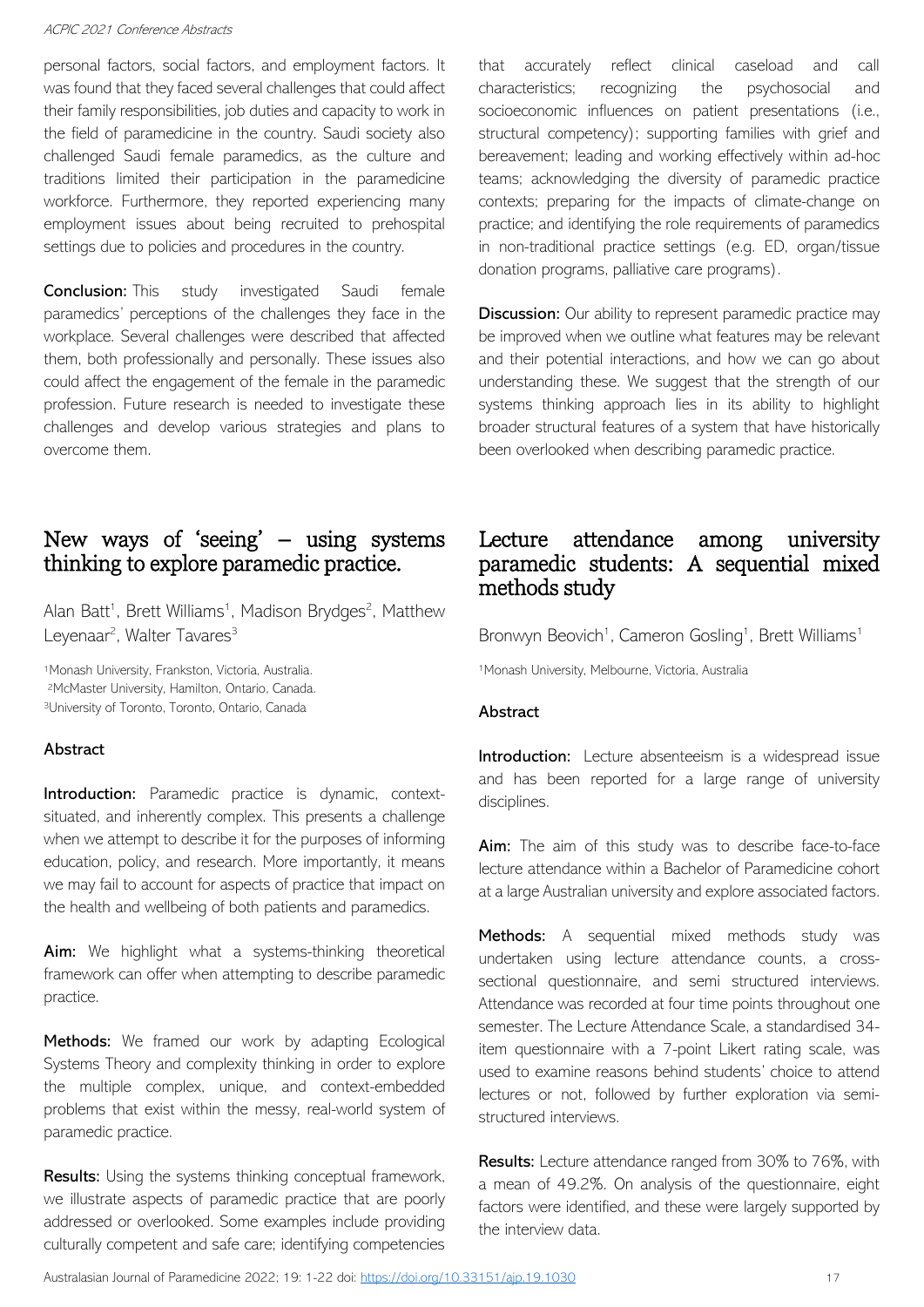personal factors, social factors, and employment factors. It was found that they faced several challenges that could affect their family responsibilities, job duties and capacity to work in the field of paramedicine in the country. Saudi society also challenged Saudi female paramedics, as the culture and traditions limited their participation in the paramedicine workforce. Furthermore, they reported experiencing many employment issues about being recruited to prehospital settings due to policies and procedures in the country.

**Conclusion:** This study investigated Saudi female paramedics' perceptions of the challenges they face in the workplace. Several challenges were described that affected them, both professionally and personally. These issues also could affect the engagement of the female in the paramedic profession. Future research is needed to investigate these challenges and develop various strategies and plans to overcome them.

## New ways of 'seeing' – using systems thinking to explore paramedic practice.

Alan Batt[1], Brett Williams[1], Madison Brydges[2], Matthew Leyenaar[2], Walter Tavares[3]

[1]Monash University, Frankston, Victoria, Australia.
[2]McMaster University, Hamilton, Ontario, Canada.
[3]University of Toronto, Toronto, Ontario, Canada

#### Abstract

**Introduction:** Paramedic practice is dynamic, context-situated, and inherently complex. This presents a challenge when we attempt to describe it for the purposes of informing education, policy, and research. More importantly, it means we may fail to account for aspects of practice that impact on the health and wellbeing of both patients and paramedics.

**Aim:** We highlight what a systems-thinking theoretical framework can offer when attempting to describe paramedic practice.

**Methods:** We framed our work by adapting Ecological Systems Theory and complexity thinking in order to explore the multiple complex, unique, and context-embedded problems that exist within the messy, real-world system of paramedic practice.

**Results:** Using the systems thinking conceptual framework, we illustrate aspects of paramedic practice that are poorly addressed or overlooked. Some examples include providing culturally competent and safe care; identifying competencies that accurately reflect clinical caseload and call characteristics; recognizing the psychosocial and socioeconomic influences on patient presentations (i.e., structural competency); supporting families with grief and bereavement; leading and working effectively within ad-hoc teams; acknowledging the diversity of paramedic practice contexts; preparing for the impacts of climate-change on practice; and identifying the role requirements of paramedics in non-traditional practice settings (e.g. ED, organ/tissue donation programs, palliative care programs).

**Discussion:** Our ability to represent paramedic practice may be improved when we outline what features may be relevant and their potential interactions, and how we can go about understanding these. We suggest that the strength of our systems thinking approach lies in its ability to highlight broader structural features of a system that have historically been overlooked when describing paramedic practice.

## Lecture attendance among university paramedic students: A sequential mixed methods study

Bronwyn Beovich[1], Cameron Gosling[1], Brett Williams[1]

[1]Monash University, Melbourne, Victoria, Australia

#### Abstract

**Introduction:** Lecture absenteeism is a widespread issue and has been reported for a large range of university disciplines.

**Aim:** The aim of this study was to describe face-to-face lecture attendance within a Bachelor of Paramedicine cohort at a large Australian university and explore associated factors.

**Methods:** A sequential mixed methods study was undertaken using lecture attendance counts, a cross-sectional questionnaire, and semi structured interviews. Attendance was recorded at four time points throughout one semester. The Lecture Attendance Scale, a standardised 34-item questionnaire with a 7-point Likert rating scale, was used to examine reasons behind students' choice to attend lectures or not, followed by further exploration via semi-structured interviews.

**Results:** Lecture attendance ranged from 30% to 76%, with a mean of 49.2%. On analysis of the questionnaire, eight factors were identified, and these were largely supported by the interview data.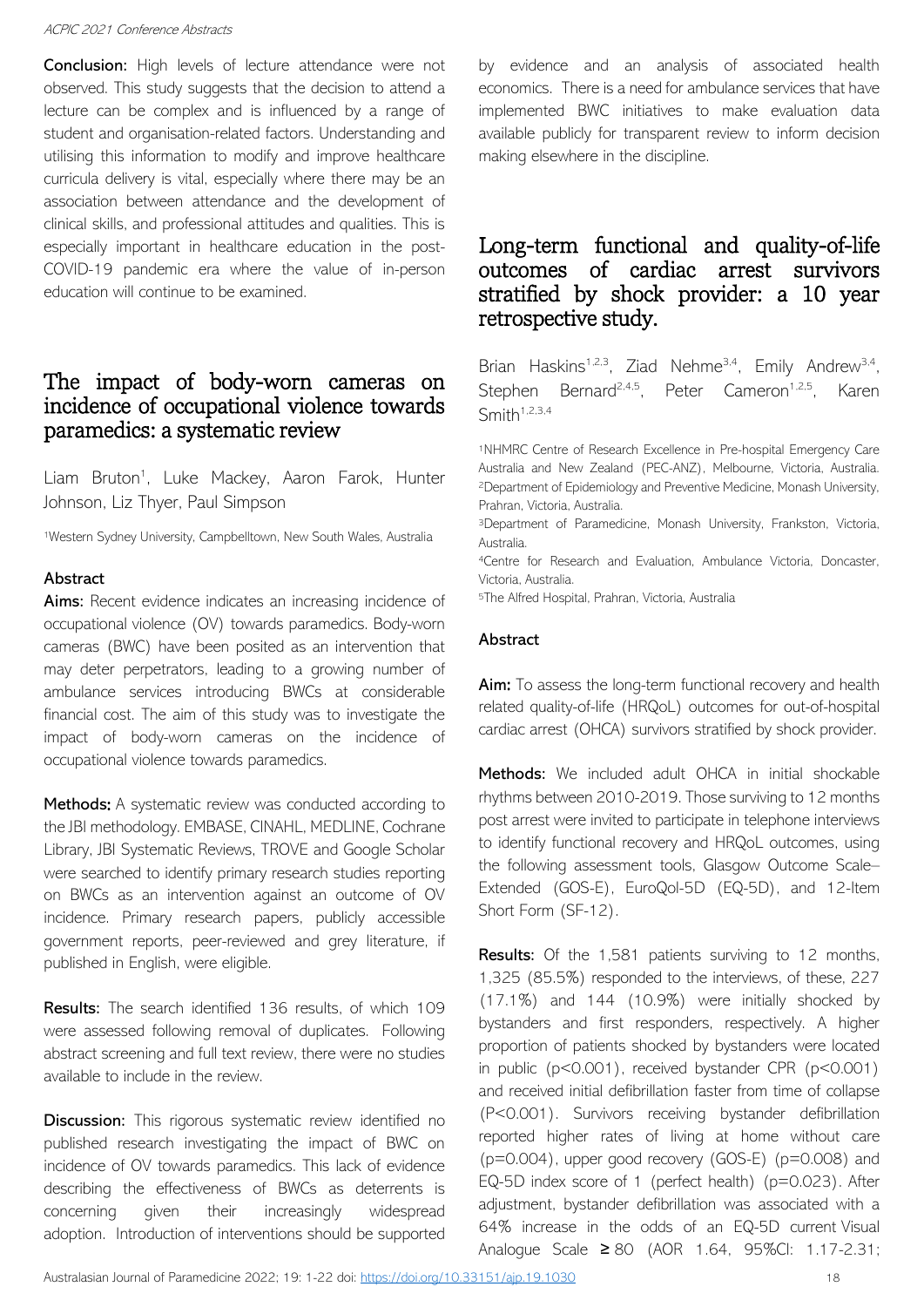**Conclusion:** High levels of lecture attendance were not observed. This study suggests that the decision to attend a lecture can be complex and is influenced by a range of student and organisation-related factors. Understanding and utilising this information to modify and improve healthcare curricula delivery is vital, especially where there may be an association between attendance and the development of clinical skills, and professional attitudes and qualities. This is especially important in healthcare education in the post-COVID-19 pandemic era where the value of in-person education will continue to be examined.

## The impact of body-worn cameras on incidence of occupational violence towards paramedics: a systematic review

Liam Bruton[1], Luke Mackey, Aaron Farok, Hunter Johnson, Liz Thyer, Paul Simpson

[1]Western Sydney University, Campbelltown, New South Wales, Australia

### Abstract

**Aims:** Recent evidence indicates an increasing incidence of occupational violence (OV) towards paramedics. Body-worn cameras (BWC) have been posited as an intervention that may deter perpetrators, leading to a growing number of ambulance services introducing BWCs at considerable financial cost. The aim of this study was to investigate the impact of body-worn cameras on the incidence of occupational violence towards paramedics.

**Methods:** A systematic review was conducted according to the JBI methodology. EMBASE, CINAHL, MEDLINE, Cochrane Library, JBI Systematic Reviews, TROVE and Google Scholar were searched to identify primary research studies reporting on BWCs as an intervention against an outcome of OV incidence. Primary research papers, publicly accessible government reports, peer-reviewed and grey literature, if published in English, were eligible.

**Results:** The search identified 136 results, of which 109 were assessed following removal of duplicates. Following abstract screening and full text review, there were no studies available to include in the review.

**Discussion:** This rigorous systematic review identified no published research investigating the impact of BWC on incidence of OV towards paramedics. This lack of evidence describing the effectiveness of BWCs as deterrents is concerning given their increasingly widespread adoption. Introduction of interventions should be supported by evidence and an analysis of associated health economics. There is a need for ambulance services that have implemented BWC initiatives to make evaluation data available publicly for transparent review to inform decision making elsewhere in the discipline.

## Long-term functional and quality-of-life outcomes of cardiac arrest survivors stratified by shock provider: a 10 year retrospective study.

Brian Haskins[1,2,3], Ziad Nehme[3,4], Emily Andrew[3,4], Stephen Bernard[2,4,5], Peter Cameron[1,2,5], Karen Smith[1,2,3,4]

[1]NHMRC Centre of Research Excellence in Pre-hospital Emergency Care Australia and New Zealand (PEC-ANZ), Melbourne, Victoria, Australia.
[2]Department of Epidemiology and Preventive Medicine, Monash University, Prahran, Victoria, Australia.
[3]Department of Paramedicine, Monash University, Frankston, Victoria, Australia.
[4]Centre for Research and Evaluation, Ambulance Victoria, Doncaster, Victoria, Australia.
[5]The Alfred Hospital, Prahran, Victoria, Australia

### Abstract

**Aim:** To assess the long-term functional recovery and health related quality-of-life (HRQoL) outcomes for out-of-hospital cardiac arrest (OHCA) survivors stratified by shock provider.

**Methods:** We included adult OHCA in initial shockable rhythms between 2010-2019. Those surviving to 12 months post arrest were invited to participate in telephone interviews to identify functional recovery and HRQoL outcomes, using the following assessment tools, Glasgow Outcome Scale–Extended (GOS-E), EuroQol-5D (EQ-5D), and 12-Item Short Form (SF-12).

**Results:** Of the 1,581 patients surviving to 12 months, 1,325 (85.5%) responded to the interviews, of these, 227 (17.1%) and 144 (10.9%) were initially shocked by bystanders and first responders, respectively. A higher proportion of patients shocked by bystanders were located in public ($p<0.001$), received bystander CPR ($p<0.001$) and received initial defibrillation faster from time of collapse ($P<0.001$). Survivors receiving bystander defibrillation reported higher rates of living at home without care ($p=0.004$), upper good recovery (GOS-E) ($p=0.008$) and EQ-5D index score of 1 (perfect health) ($p=0.023$). After adjustment, bystander defibrillation was associated with a 64% increase in the odds of an EQ-5D current Visual Analogue Scale ≥ 80 (AOR 1.64, 95%CI: 1.17-2.31;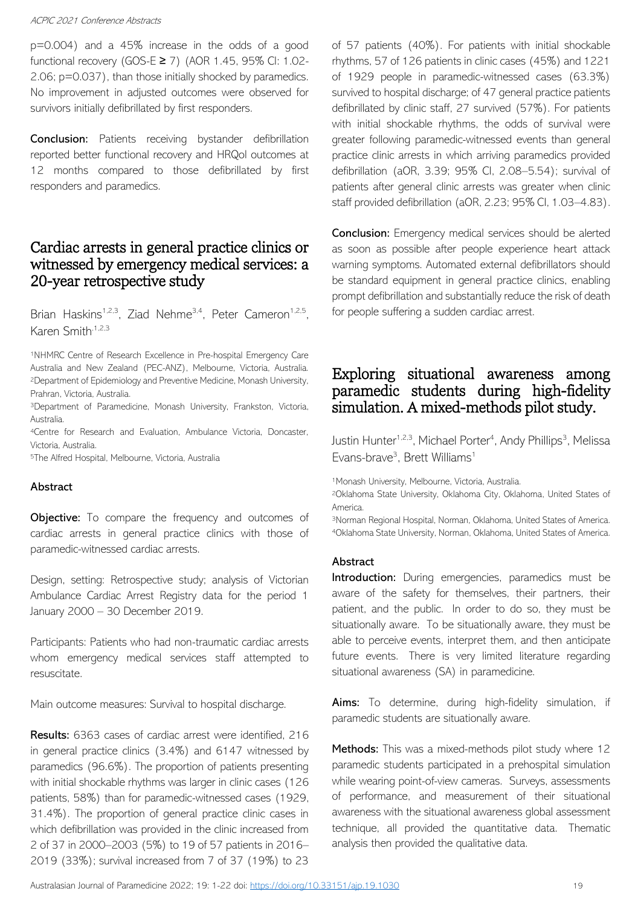p=0.004) and a 45% increase in the odds of a good functional recovery (GOS-E ≥ 7) (AOR 1.45, 95% CI: 1.02-2.06; p=0.037), than those initially shocked by paramedics. No improvement in adjusted outcomes were observed for survivors initially defibrillated by first responders.

**Conclusion:** Patients receiving bystander defibrillation reported better functional recovery and HRQol outcomes at 12 months compared to those defibrillated by first responders and paramedics.

## Cardiac arrests in general practice clinics or witnessed by emergency medical services: a 20-year retrospective study

Brian Haskins[1,2,3], Ziad Nehme[3,4], Peter Cameron[1,2,5], Karen Smith[1,2,3]

[1]NHMRC Centre of Research Excellence in Pre-hospital Emergency Care Australia and New Zealand (PEC-ANZ), Melbourne, Victoria, Australia.
[2]Department of Epidemiology and Preventive Medicine, Monash University, Prahran, Victoria, Australia.
[3]Department of Paramedicine, Monash University, Frankston, Victoria, Australia.
[4]Centre for Research and Evaluation, Ambulance Victoria, Doncaster, Victoria, Australia.
[5]The Alfred Hospital, Melbourne, Victoria, Australia

### Abstract

**Objective:** To compare the frequency and outcomes of cardiac arrests in general practice clinics with those of paramedic-witnessed cardiac arrests.

Design, setting: Retrospective study; analysis of Victorian Ambulance Cardiac Arrest Registry data for the period 1 January 2000 – 30 December 2019.

Participants: Patients who had non-traumatic cardiac arrests whom emergency medical services staff attempted to resuscitate.

Main outcome measures: Survival to hospital discharge.

**Results:** 6363 cases of cardiac arrest were identified, 216 in general practice clinics (3.4%) and 6147 witnessed by paramedics (96.6%). The proportion of patients presenting with initial shockable rhythms was larger in clinic cases (126 patients, 58%) than for paramedic-witnessed cases (1929, 31.4%). The proportion of general practice clinic cases in which defibrillation was provided in the clinic increased from 2 of 37 in 2000–2003 (5%) to 19 of 57 patients in 2016–2019 (33%); survival increased from 7 of 37 (19%) to 23 of 57 patients (40%). For patients with initial shockable rhythms, 57 of 126 patients in clinic cases (45%) and 1221 of 1929 people in paramedic-witnessed cases (63.3%) survived to hospital discharge; of 47 general practice patients defibrillated by clinic staff, 27 survived (57%). For patients with initial shockable rhythms, the odds of survival were greater following paramedic-witnessed events than general practice clinic arrests in which arriving paramedics provided defibrillation (aOR, 3.39; 95% CI, 2.08–5.54); survival of patients after general clinic arrests was greater when clinic staff provided defibrillation (aOR, 2.23; 95% CI, 1.03–4.83).

**Conclusion:** Emergency medical services should be alerted as soon as possible after people experience heart attack warning symptoms. Automated external defibrillators should be standard equipment in general practice clinics, enabling prompt defibrillation and substantially reduce the risk of death for people suffering a sudden cardiac arrest.

## Exploring situational awareness among paramedic students during high-fidelity simulation. A mixed-methods pilot study.

Justin Hunter[1,2,3], Michael Porter[4], Andy Phillips[3], Melissa Evans-brave[3], Brett Williams[1]

[1]Monash University, Melbourne, Victoria, Australia.
[2]Oklahoma State University, Oklahoma City, Oklahoma, United States of America.
[3]Norman Regional Hospital, Norman, Oklahoma, United States of America.
[4]Oklahoma State University, Norman, Oklahoma, United States of America.

### Abstract

**Introduction:** During emergencies, paramedics must be aware of the safety for themselves, their partners, their patient, and the public. In order to do so, they must be situationally aware. To be situationally aware, they must be able to perceive events, interpret them, and then anticipate future events. There is very limited literature regarding situational awareness (SA) in paramedicine.

**Aims:** To determine, during high-fidelity simulation, if paramedic students are situationally aware.

**Methods:** This was a mixed-methods pilot study where 12 paramedic students participated in a prehospital simulation while wearing point-of-view cameras. Surveys, assessments of performance, and measurement of their situational awareness with the situational awareness global assessment technique, all provided the quantitative data. Thematic analysis then provided the qualitative data.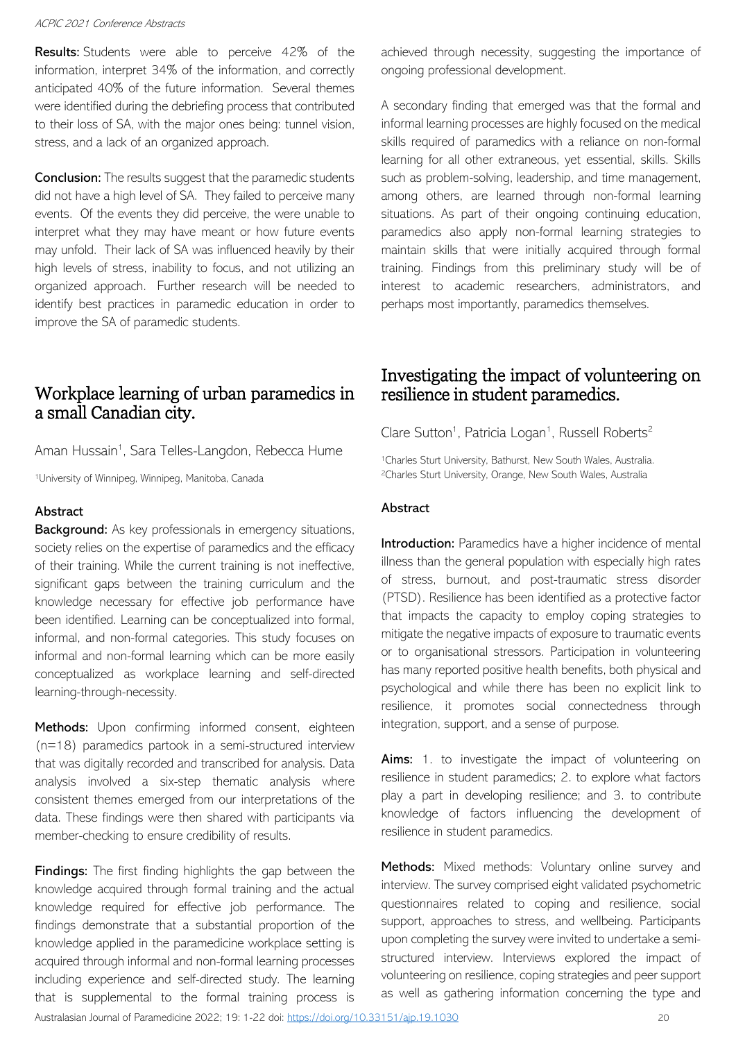**Results:** Students were able to perceive 42% of the information, interpret 34% of the information, and correctly anticipated 40% of the future information. Several themes were identified during the debriefing process that contributed to their loss of SA, with the major ones being: tunnel vision, stress, and a lack of an organized approach.

**Conclusion:** The results suggest that the paramedic students did not have a high level of SA. They failed to perceive many events. Of the events they did perceive, the were unable to interpret what they may have meant or how future events may unfold. Their lack of SA was influenced heavily by their high levels of stress, inability to focus, and not utilizing an organized approach. Further research will be needed to identify best practices in paramedic education in order to improve the SA of paramedic students.

# Workplace learning of urban paramedics in a small Canadian city.

Aman Hussain[1], Sara Telles-Langdon, Rebecca Hume

[1]University of Winnipeg, Winnipeg, Manitoba, Canada

### Abstract

**Background:** As key professionals in emergency situations, society relies on the expertise of paramedics and the efficacy of their training. While the current training is not ineffective, significant gaps between the training curriculum and the knowledge necessary for effective job performance have been identified. Learning can be conceptualized into formal, informal, and non-formal categories. This study focuses on informal and non-formal learning which can be more easily conceptualized as workplace learning and self-directed learning-through-necessity.

**Methods:** Upon confirming informed consent, eighteen (n=18) paramedics partook in a semi-structured interview that was digitally recorded and transcribed for analysis. Data analysis involved a six-step thematic analysis where consistent themes emerged from our interpretations of the data. These findings were then shared with participants via member-checking to ensure credibility of results.

**Findings:** The first finding highlights the gap between the knowledge acquired through formal training and the actual knowledge required for effective job performance. The findings demonstrate that a substantial proportion of the knowledge applied in the paramedicine workplace setting is acquired through informal and non-formal learning processes including experience and self-directed study. The learning that is supplemental to the formal training process is achieved through necessity, suggesting the importance of ongoing professional development.

A secondary finding that emerged was that the formal and informal learning processes are highly focused on the medical skills required of paramedics with a reliance on non-formal learning for all other extraneous, yet essential, skills. Skills such as problem-solving, leadership, and time management, among others, are learned through non-formal learning situations. As part of their ongoing continuing education, paramedics also apply non-formal learning strategies to maintain skills that were initially acquired through formal training. Findings from this preliminary study will be of interest to academic researchers, administrators, and perhaps most importantly, paramedics themselves.

# Investigating the impact of volunteering on resilience in student paramedics.

Clare Sutton[1], Patricia Logan[1], Russell Roberts[2]

[1]Charles Sturt University, Bathurst, New South Wales, Australia.
[2]Charles Sturt University, Orange, New South Wales, Australia

### Abstract

**Introduction:** Paramedics have a higher incidence of mental illness than the general population with especially high rates of stress, burnout, and post-traumatic stress disorder (PTSD). Resilience has been identified as a protective factor that impacts the capacity to employ coping strategies to mitigate the negative impacts of exposure to traumatic events or to organisational stressors. Participation in volunteering has many reported positive health benefits, both physical and psychological and while there has been no explicit link to resilience, it promotes social connectedness through integration, support, and a sense of purpose.

**Aims:** 1. to investigate the impact of volunteering on resilience in student paramedics; 2. to explore what factors play a part in developing resilience; and 3. to contribute knowledge of factors influencing the development of resilience in student paramedics.

**Methods:** Mixed methods: Voluntary online survey and interview. The survey comprised eight validated psychometric questionnaires related to coping and resilience, social support, approaches to stress, and wellbeing. Participants upon completing the survey were invited to undertake a semi-structured interview. Interviews explored the impact of volunteering on resilience, coping strategies and peer support as well as gathering information concerning the type and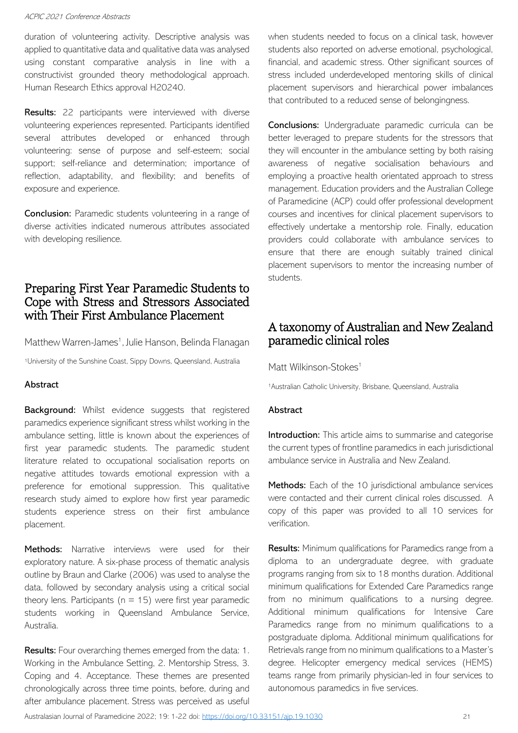duration of volunteering activity. Descriptive analysis was applied to quantitative data and qualitative data was analysed using constant comparative analysis in line with a constructivist grounded theory methodological approach. Human Research Ethics approval H20240.

**Results:** 22 participants were interviewed with diverse volunteering experiences represented. Participants identified several attributes developed or enhanced through volunteering: sense of purpose and self-esteem; social support; self-reliance and determination; importance of reflection, adaptability, and flexibility; and benefits of exposure and experience.

**Conclusion:** Paramedic students volunteering in a range of diverse activities indicated numerous attributes associated with developing resilience.

## Preparing First Year Paramedic Students to Cope with Stress and Stressors Associated with Their First Ambulance Placement

Matthew Warren-James[1], Julie Hanson, Belinda Flanagan

[1]University of the Sunshine Coast, Sippy Downs, Queensland, Australia

### Abstract

**Background:** Whilst evidence suggests that registered paramedics experience significant stress whilst working in the ambulance setting, little is known about the experiences of first year paramedic students. The paramedic student literature related to occupational socialisation reports on negative attitudes towards emotional expression with a preference for emotional suppression. This qualitative research study aimed to explore how first year paramedic students experience stress on their first ambulance placement.

**Methods:** Narrative interviews were used for their exploratory nature. A six-phase process of thematic analysis outline by Braun and Clarke (2006) was used to analyse the data, followed by secondary analysis using a critical social theory lens. Participants (n = 15) were first year paramedic students working in Queensland Ambulance Service, Australia.

**Results:** Four overarching themes emerged from the data: 1. Working in the Ambulance Setting, 2. Mentorship Stress, 3. Coping and 4. Acceptance. These themes are presented chronologically across three time points, before, during and after ambulance placement. Stress was perceived as useful when students needed to focus on a clinical task, however students also reported on adverse emotional, psychological, financial, and academic stress. Other significant sources of stress included underdeveloped mentoring skills of clinical placement supervisors and hierarchical power imbalances that contributed to a reduced sense of belongingness.

**Conclusions:** Undergraduate paramedic curricula can be better leveraged to prepare students for the stressors that they will encounter in the ambulance setting by both raising awareness of negative socialisation behaviours and employing a proactive health orientated approach to stress management. Education providers and the Australian College of Paramedicine (ACP) could offer professional development courses and incentives for clinical placement supervisors to effectively undertake a mentorship role. Finally, education providers could collaborate with ambulance services to ensure that there are enough suitably trained clinical placement supervisors to mentor the increasing number of students.

## A taxonomy of Australian and New Zealand paramedic clinical roles

Matt Wilkinson-Stokes[1]

[1]Australian Catholic University, Brisbane, Queensland, Australia

### Abstract

**Introduction:** This article aims to summarise and categorise the current types of frontline paramedics in each jurisdictional ambulance service in Australia and New Zealand.

**Methods:** Each of the 10 jurisdictional ambulance services were contacted and their current clinical roles discussed. A copy of this paper was provided to all 10 services for verification.

**Results:** Minimum qualifications for Paramedics range from a diploma to an undergraduate degree, with graduate programs ranging from six to 18 months duration. Additional minimum qualifications for Extended Care Paramedics range from no minimum qualifications to a nursing degree. Additional minimum qualifications for Intensive Care Paramedics range from no minimum qualifications to a postgraduate diploma. Additional minimum qualifications for Retrievals range from no minimum qualifications to a Master's degree. Helicopter emergency medical services (HEMS) teams range from primarily physician-led in four services to autonomous paramedics in five services.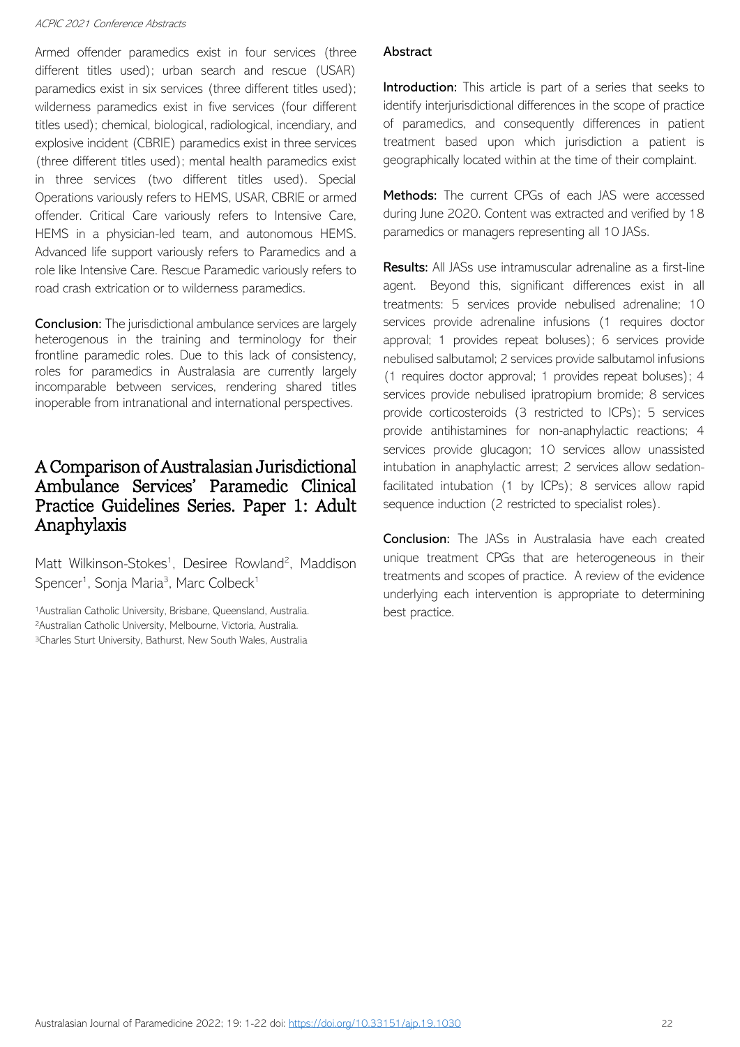Armed offender paramedics exist in four services (three different titles used); urban search and rescue (USAR) paramedics exist in six services (three different titles used); wilderness paramedics exist in five services (four different titles used); chemical, biological, radiological, incendiary, and explosive incident (CBRIE) paramedics exist in three services (three different titles used); mental health paramedics exist in three services (two different titles used). Special Operations variously refers to HEMS, USAR, CBRIE or armed offender. Critical Care variously refers to Intensive Care, HEMS in a physician-led team, and autonomous HEMS. Advanced life support variously refers to Paramedics and a role like Intensive Care. Rescue Paramedic variously refers to road crash extrication or to wilderness paramedics.

**Conclusion:** The jurisdictional ambulance services are largely heterogenous in the training and terminology for their frontline paramedic roles. Due to this lack of consistency, roles for paramedics in Australasia are currently largely incomparable between services, rendering shared titles inoperable from intranational and international perspectives.

## A Comparison of Australasian Jurisdictional Ambulance Services' Paramedic Clinical Practice Guidelines Series. Paper 1: Adult Anaphylaxis

Matt Wilkinson-Stokes[1], Desiree Rowland[2], Maddison Spencer[1], Sonja Maria[3], Marc Colbeck[1]

[1]Australian Catholic University, Brisbane, Queensland, Australia.
[2]Australian Catholic University, Melbourne, Victoria, Australia.
[3]Charles Sturt University, Bathurst, New South Wales, Australia

**Abstract**

**Introduction:** This article is part of a series that seeks to identify interjurisdictional differences in the scope of practice of paramedics, and consequently differences in patient treatment based upon which jurisdiction a patient is geographically located within at the time of their complaint.

**Methods:** The current CPGs of each JAS were accessed during June 2020. Content was extracted and verified by 18 paramedics or managers representing all 10 JASs.

**Results:** All JASs use intramuscular adrenaline as a first-line agent. Beyond this, significant differences exist in all treatments: 5 services provide nebulised adrenaline; 10 services provide adrenaline infusions (1 requires doctor approval; 1 provides repeat boluses); 6 services provide nebulised salbutamol; 2 services provide salbutamol infusions (1 requires doctor approval; 1 provides repeat boluses); 4 services provide nebulised ipratropium bromide; 8 services provide corticosteroids (3 restricted to ICPs); 5 services provide antihistamines for non-anaphylactic reactions; 4 services provide glucagon; 10 services allow unassisted intubation in anaphylactic arrest; 2 services allow sedation-facilitated intubation (1 by ICPs); 8 services allow rapid sequence induction (2 restricted to specialist roles).

**Conclusion:** The JASs in Australasia have each created unique treatment CPGs that are heterogeneous in their treatments and scopes of practice. A review of the evidence underlying each intervention is appropriate to determining best practice.